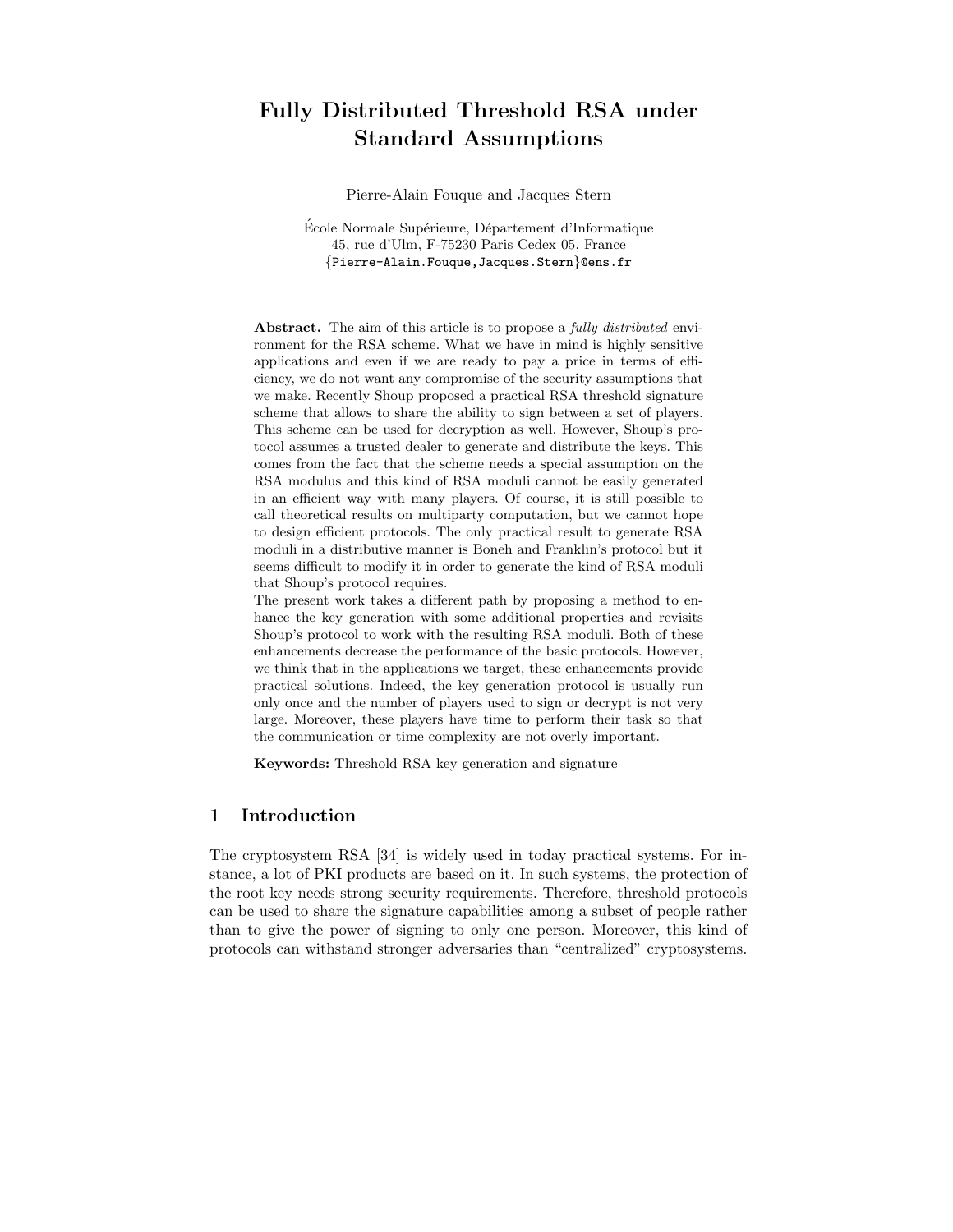# Fully Distributed Threshold RSA under Standard Assumptions

Pierre-Alain Fouque and Jacques Stern

École Normale Supérieure, Département d'Informatique
45, rue d'Ulm, F-75230 Paris Cedex 05, France
{Pierre-Alain.Fouque,Jacques.Stern}@ens.fr

**Abstract.** The aim of this article is to propose a *fully distributed* environment for the RSA scheme. What we have in mind is highly sensitive applications and even if we are ready to pay a price in terms of efficiency, we do not want any compromise of the security assumptions that we make. Recently Shoup proposed a practical RSA threshold signature scheme that allows to share the ability to sign between a set of players. This scheme can be used for decryption as well. However, Shoup's protocol assumes a trusted dealer to generate and distribute the keys. This comes from the fact that the scheme needs a special assumption on the RSA modulus and this kind of RSA moduli cannot be easily generated in an efficient way with many players. Of course, it is still possible to call theoretical results on multiparty computation, but we cannot hope to design efficient protocols. The only practical result to generate RSA moduli in a distributive manner is Boneh and Franklin's protocol but it seems difficult to modify it in order to generate the kind of RSA moduli that Shoup's protocol requires.

The present work takes a different path by proposing a method to enhance the key generation with some additional properties and revisits Shoup's protocol to work with the resulting RSA moduli. Both of these enhancements decrease the performance of the basic protocols. However, we think that in the applications we target, these enhancements provide practical solutions. Indeed, the key generation protocol is usually run only once and the number of players used to sign or decrypt is not very large. Moreover, these players have time to perform their task so that the communication or time complexity are not overly important.

**Keywords:** Threshold RSA key generation and signature

## 1 Introduction

The cryptosystem RSA [34] is widely used in today practical systems. For instance, a lot of PKI products are based on it. In such systems, the protection of the root key needs strong security requirements. Therefore, threshold protocols can be used to share the signature capabilities among a subset of people rather than to give the power of signing to only one person. Moreover, this kind of protocols can withstand stronger adversaries than "centralized" cryptosystems.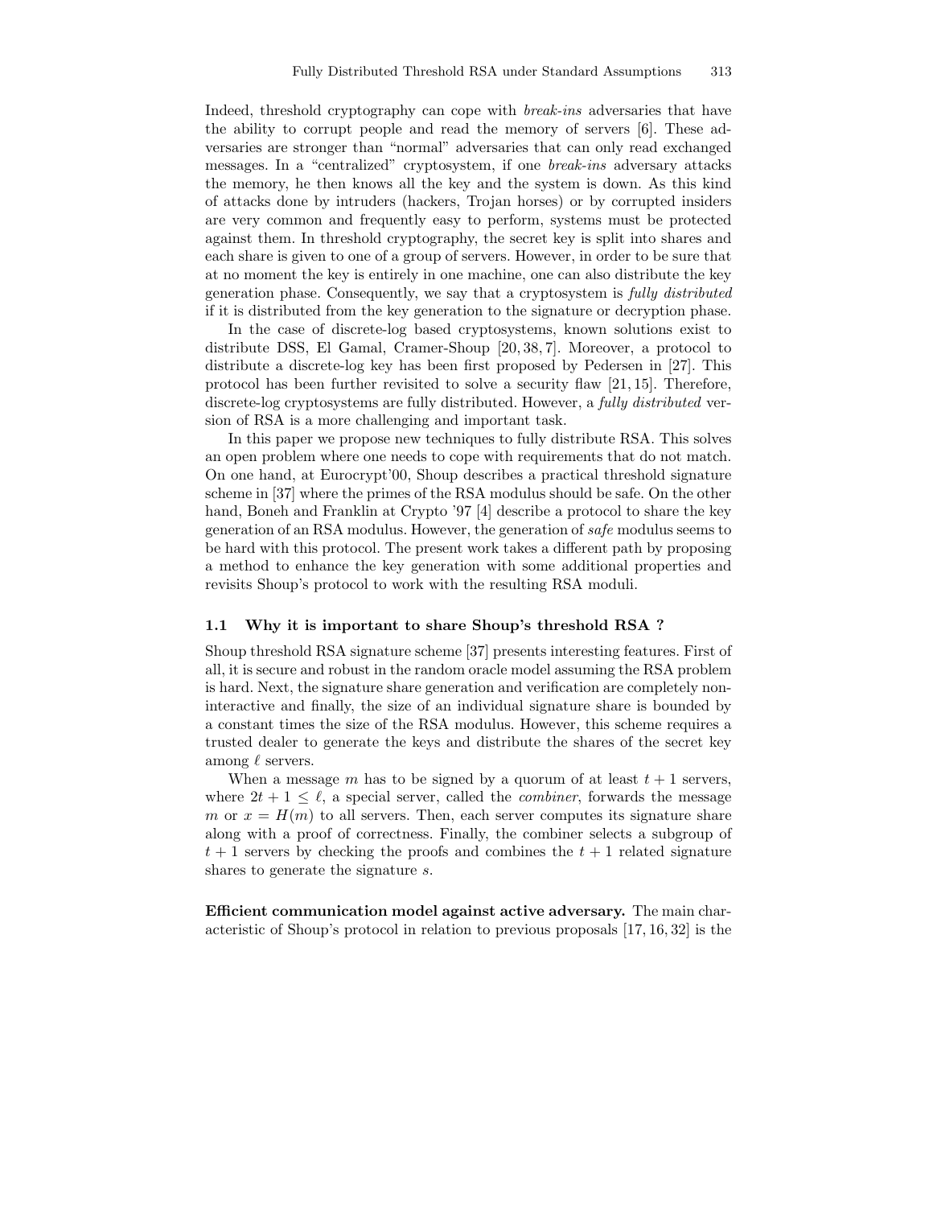Indeed, threshold cryptography can cope with *break-ins* adversaries that have the ability to corrupt people and read the memory of servers [6]. These adversaries are stronger than "normal" adversaries that can only read exchanged messages. In a "centralized" cryptosystem, if one *break-ins* adversary attacks the memory, he then knows all the key and the system is down. As this kind of attacks done by intruders (hackers, Trojan horses) or by corrupted insiders are very common and frequently easy to perform, systems must be protected against them. In threshold cryptography, the secret key is split into shares and each share is given to one of a group of servers. However, in order to be sure that at no moment the key is entirely in one machine, one can also distribute the key generation phase. Consequently, we say that a cryptosystem is *fully distributed* if it is distributed from the key generation to the signature or decryption phase.

In the case of discrete-log based cryptosystems, known solutions exist to distribute DSS, El Gamal, Cramer-Shoup [20, 38, 7]. Moreover, a protocol to distribute a discrete-log key has been first proposed by Pedersen in [27]. This protocol has been further revisited to solve a security flaw [21, 15]. Therefore, discrete-log cryptosystems are fully distributed. However, a *fully distributed* version of RSA is a more challenging and important task.

In this paper we propose new techniques to fully distribute RSA. This solves an open problem where one needs to cope with requirements that do not match. On one hand, at Eurocrypt'00, Shoup describes a practical threshold signature scheme in [37] where the primes of the RSA modulus should be safe. On the other hand, Boneh and Franklin at Crypto '97 [4] describe a protocol to share the key generation of an RSA modulus. However, the generation of *safe* modulus seems to be hard with this protocol. The present work takes a different path by proposing a method to enhance the key generation with some additional properties and revisits Shoup's protocol to work with the resulting RSA moduli.

### 1.1 Why it is important to share Shoup's threshold RSA ?

Shoup threshold RSA signature scheme [37] presents interesting features. First of all, it is secure and robust in the random oracle model assuming the RSA problem is hard. Next, the signature share generation and verification are completely non-interactive and finally, the size of an individual signature share is bounded by a constant times the size of the RSA modulus. However, this scheme requires a trusted dealer to generate the keys and distribute the shares of the secret key among $\ell$ servers.

When a message $m$ has to be signed by a quorum of at least $t+1$ servers, where $2t+1 \leq \ell$, a special server, called the *combiner*, forwards the message $m$ or $x = H(m)$ to all servers. Then, each server computes its signature share along with a proof of correctness. Finally, the combiner selects a subgroup of $t+1$ servers by checking the proofs and combines the $t+1$ related signature shares to generate the signature $s$.

**Efficient communication model against active adversary.** The main characteristic of Shoup's protocol in relation to previous proposals [17, 16, 32] is the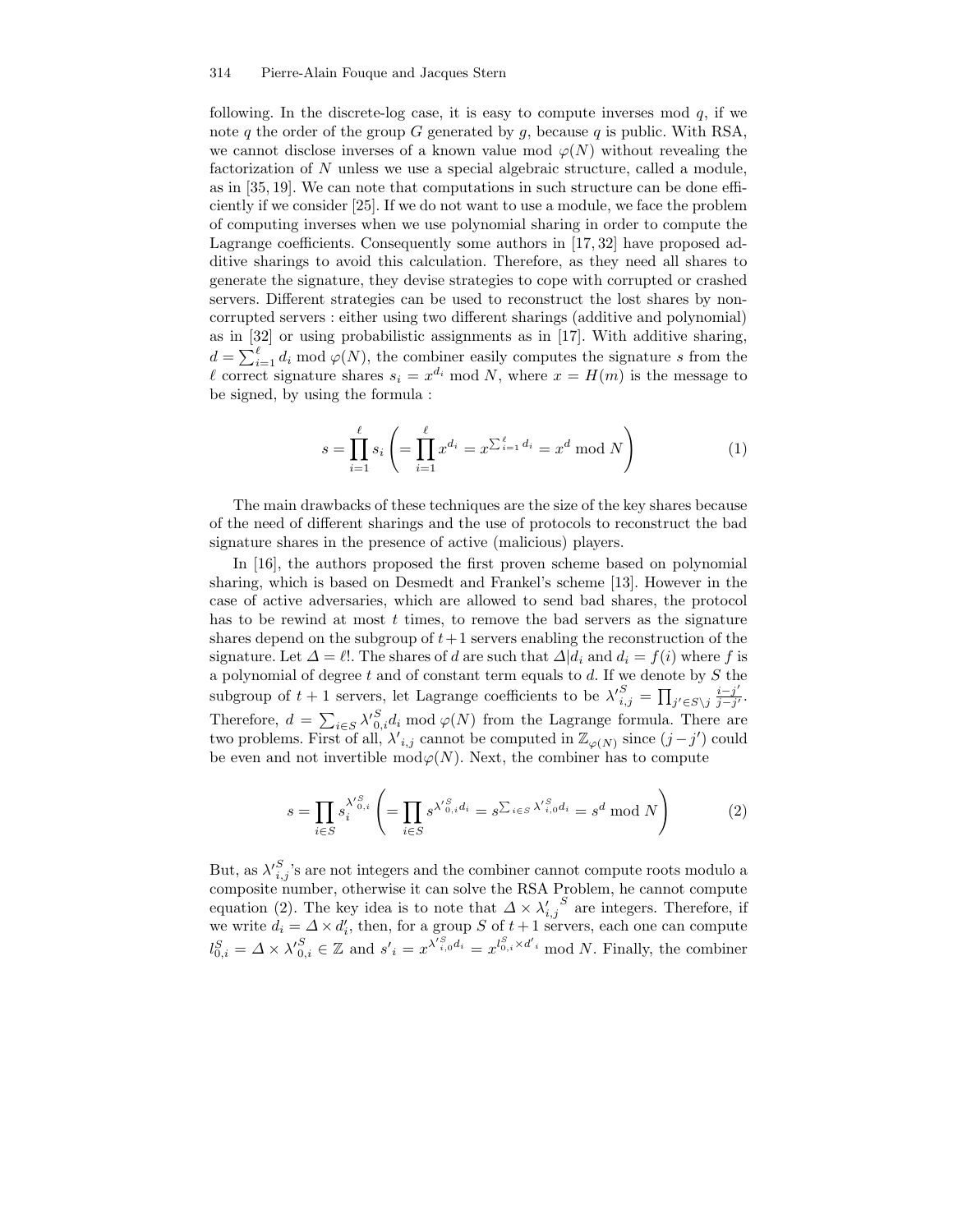following. In the discrete-log case, it is easy to compute inverses mod $q$, if we note $q$ the order of the group $G$ generated by $g$, because $q$ is public. With RSA, we cannot disclose inverses of a known value mod $\varphi(N)$ without revealing the factorization of $N$ unless we use a special algebraic structure, called a module, as in [35, 19]. We can note that computations in such structure can be done efficiently if we consider [25]. If we do not want to use a module, we face the problem of computing inverses when we use polynomial sharing in order to compute the Lagrange coefficients. Consequently some authors in [17, 32] have proposed additive sharings to avoid this calculation. Therefore, as they need all shares to generate the signature, they devise strategies to cope with corrupted or crashed servers. Different strategies can be used to reconstruct the lost shares by non-corrupted servers : either using two different sharings (additive and polynomial) as in [32] or using probabilistic assignments as in [17]. With additive sharing, $d = \sum_{i=1}^{\ell} d_i \bmod \varphi(N)$, the combiner easily computes the signature $s$ from the $\ell$ correct signature shares $s_i = x^{d_i} \bmod N$, where $x = H(m)$ is the message to be signed, by using the formula :

$$s = \prod_{i=1}^{\ell} s_i \left( = \prod_{i=1}^{\ell} x^{d_i} = x^{\sum_{i=1}^{\ell} d_i} = x^d \bmod N \right) \tag{1}$$

The main drawbacks of these techniques are the size of the key shares because of the need of different sharings and the use of protocols to reconstruct the bad signature shares in the presence of active (malicious) players.

In [16], the authors proposed the first proven scheme based on polynomial sharing, which is based on Desmedt and Frankel's scheme [13]. However in the case of active adversaries, which are allowed to send bad shares, the protocol has to be rewind at most $t$ times, to remove the bad servers as the signature shares depend on the subgroup of $t+1$ servers enabling the reconstruction of the signature. Let $\Delta = \ell!$. The shares of $d$ are such that $\Delta | d_i$ and $d_i = f(i)$ where $f$ is a polynomial of degree $t$ and of constant term equals to $d$. If we denote by $S$ the subgroup of $t+1$ servers, let Lagrange coefficients to be ${\lambda'}_{i,j}^{S} = \prod_{j' \in S \setminus j} \frac{i-j'}{j-j'}$. Therefore, $d = \sum_{i \in S} {\lambda'}_{0,i}^{S} d_i \bmod \varphi(N)$ from the Lagrange formula. There are two problems. First of all, ${\lambda'}_{i,j}$ cannot be computed in $\mathbb{Z}_{\varphi(N)}$ since $(j-j')$ could be even and not invertible mod$\varphi(N)$. Next, the combiner has to compute

$$s = \prod_{i \in S} s_i^{{\lambda'}_{0,i}^{S}} \left( = \prod_{i \in S} s^{{\lambda'}_{0,i}^{S} d_i} = s^{\sum_{i \in S} {\lambda'}_{i,0}^{S} d_i} = s^d \bmod N \right) \tag{2}$$

But, as ${\lambda'}_{i,j}^{S}$'s are not integers and the combiner cannot compute roots modulo a composite number, otherwise it can solve the RSA Problem, he cannot compute equation (2). The key idea is to note that $\Delta \times {\lambda'}_{i,j}^{S}$ are integers. Therefore, if we write $d_i = \Delta \times d'_i$, then, for a group $S$ of $t+1$ servers, each one can compute $l_{0,i}^{S} = \Delta \times {\lambda'}_{0,i}^{S} \in \mathbb{Z}$ and ${s'}_i = x^{{\lambda'}_{i,0}^{S} d_i} = x^{l_{0,i}^{S} \times {d'}_i} \bmod N$. Finally, the combiner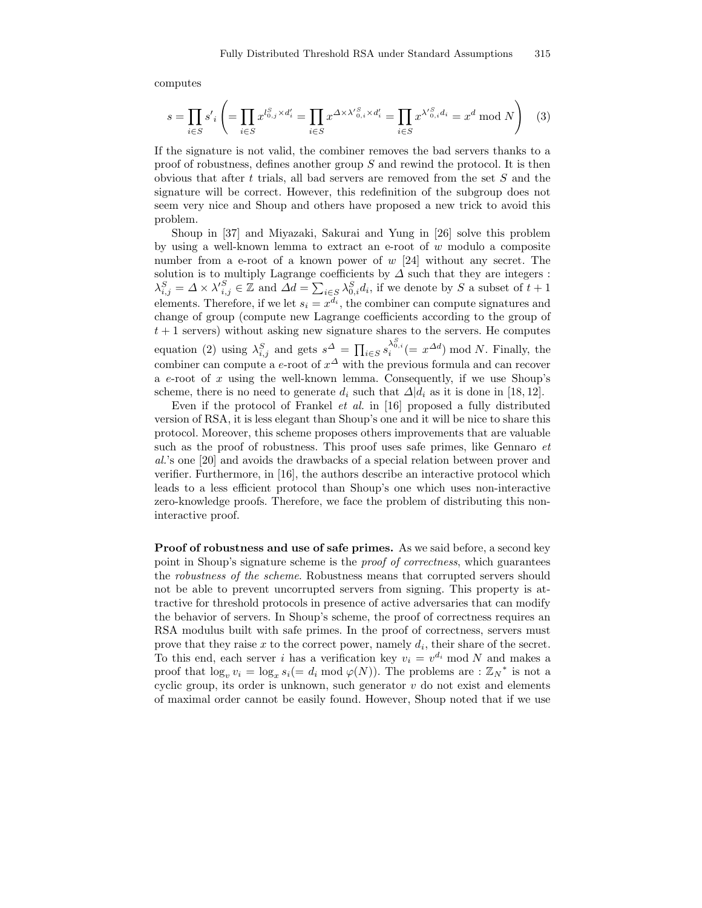computes

$$s = \prod_{i \in S} s'_i \left( = \prod_{i \in S} x^{l_{0,j}^S \times d'_i} = \prod_{i \in S} x^{\Delta \times \lambda'^S_{0,i} \times d'_i} = \prod_{i \in S} x^{\lambda'^S_{0,i} d_i} = x^d \bmod N \right) \quad (3)$$

If the signature is not valid, the combiner removes the bad servers thanks to a proof of robustness, defines another group $S$ and rewind the protocol. It is then obvious that after $t$ trials, all bad servers are removed from the set $S$ and the signature will be correct. However, this redefinition of the subgroup does not seem very nice and Shoup and others have proposed a new trick to avoid this problem.

Shoup in [37] and Miyazaki, Sakurai and Yung in [26] solve this problem by using a well-known lemma to extract an e-root of $w$ modulo a composite number from a e-root of a known power of $w$ [24] without any secret. The solution is to multiply Lagrange coefficients by $\Delta$ such that they are integers : $\lambda_{i,j}^S = \Delta \times \lambda'^S_{i,j} \in \mathbb{Z}$ and $\Delta d = \sum_{i \in S} \lambda_{0,i}^S d_i$, if we denote by $S$ a subset of $t+1$ elements. Therefore, if we let $s_i = x^{d_i}$, the combiner can compute signatures and change of group (compute new Lagrange coefficients according to the group of $t+1$ servers) without asking new signature shares to the servers. He computes equation (2) using $\lambda_{i,j}^S$ and gets $s^\Delta = \prod_{i \in S} s_i^{\lambda_{0,i}^S} (= x^{\Delta d}) \bmod N$. Finally, the combiner can compute a $e$-root of $x^\Delta$ with the previous formula and can recover a $e$-root of $x$ using the well-known lemma. Consequently, if we use Shoup's scheme, there is no need to generate $d_i$ such that $\Delta | d_i$ as it is done in [18, 12].

Even if the protocol of Frankel *et al.* in [16] proposed a fully distributed version of RSA, it is less elegant than Shoup's one and it will be nice to share this protocol. Moreover, this scheme proposes others improvements that are valuable such as the proof of robustness. This proof uses safe primes, like Gennaro *et al.*'s one [20] and avoids the drawbacks of a special relation between prover and verifier. Furthermore, in [16], the authors describe an interactive protocol which leads to a less efficient protocol than Shoup's one which uses non-interactive zero-knowledge proofs. Therefore, we face the problem of distributing this non-interactive proof.

**Proof of robustness and use of safe primes.** As we said before, a second key point in Shoup's signature scheme is the *proof of correctness*, which guarantees the *robustness of the scheme*. Robustness means that corrupted servers should not be able to prevent uncorrupted servers from signing. This property is attractive for threshold protocols in presence of active adversaries that can modify the behavior of servers. In Shoup's scheme, the proof of correctness requires an RSA modulus built with safe primes. In the proof of correctness, servers must prove that they raise $x$ to the correct power, namely $d_i$, their share of the secret. To this end, each server $i$ has a verification key $v_i = v^{d_i} \bmod N$ and makes a proof that $\log_v v_i = \log_x s_i (= d_i \bmod \varphi(N))$. The problems are : $\mathbb{Z}_N{}^*$ is not a cyclic group, its order is unknown, such generator $v$ do not exist and elements of maximal order cannot be easily found. However, Shoup noted that if we use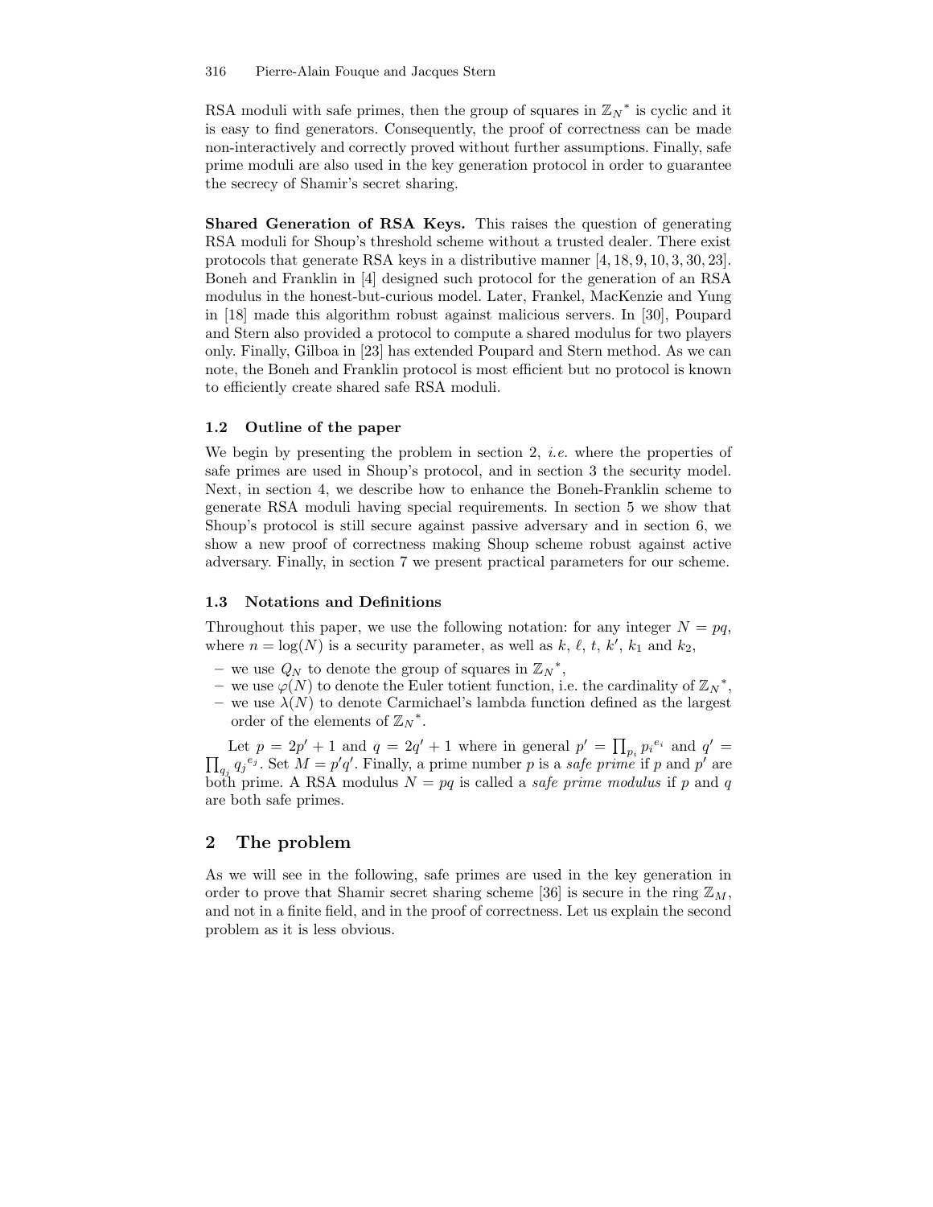RSA moduli with safe primes, then the group of squares in $\mathbb{Z}_N{}^*$ is cyclic and it is easy to find generators. Consequently, the proof of correctness can be made non-interactively and correctly proved without further assumptions. Finally, safe prime moduli are also used in the key generation protocol in order to guarantee the secrecy of Shamir's secret sharing.

**Shared Generation of RSA Keys.** This raises the question of generating RSA moduli for Shoup's threshold scheme without a trusted dealer. There exist protocols that generate RSA keys in a distributive manner [4, 18, 9, 10, 3, 30, 23]. Boneh and Franklin in [4] designed such protocol for the generation of an RSA modulus in the honest-but-curious model. Later, Frankel, MacKenzie and Yung in [18] made this algorithm robust against malicious servers. In [30], Poupard and Stern also provided a protocol to compute a shared modulus for two players only. Finally, Gilboa in [23] has extended Poupard and Stern method. As we can note, the Boneh and Franklin protocol is most efficient but no protocol is known to efficiently create shared safe RSA moduli.

### 1.2 Outline of the paper

We begin by presenting the problem in section 2, *i.e.* where the properties of safe primes are used in Shoup's protocol, and in section 3 the security model. Next, in section 4, we describe how to enhance the Boneh-Franklin scheme to generate RSA moduli having special requirements. In section 5 we show that Shoup's protocol is still secure against passive adversary and in section 6, we show a new proof of correctness making Shoup scheme robust against active adversary. Finally, in section 7 we present practical parameters for our scheme.

### 1.3 Notations and Definitions

Throughout this paper, we use the following notation: for any integer $N = pq$, where $n = \log(N)$ is a security parameter, as well as $k$, $\ell$, $t$, $k'$, $k_1$ and $k_2$,

- we use $Q_N$ to denote the group of squares in $\mathbb{Z}_N{}^*$,
- we use $\varphi(N)$ to denote the Euler totient function, i.e. the cardinality of $\mathbb{Z}_N{}^*$,
- we use $\lambda(N)$ to denote Carmichael's lambda function defined as the largest order of the elements of $\mathbb{Z}_N{}^*$.

Let $p = 2p' + 1$ and $q = 2q' + 1$ where in general $p' = \prod_{p_i} p_i{}^{e_i}$ and $q' = \prod_{q_j} q_j{}^{e_j}$. Set $M = p'q'$. Finally, a prime number $p$ is a *safe prime* if $p$ and $p'$ are both prime. A RSA modulus $N = pq$ is called a *safe prime modulus* if $p$ and $q$ are both safe primes.

## 2 The problem

As we will see in the following, safe primes are used in the key generation in order to prove that Shamir secret sharing scheme [36] is secure in the ring $\mathbb{Z}_M$, and not in a finite field, and in the proof of correctness. Let us explain the second problem as it is less obvious.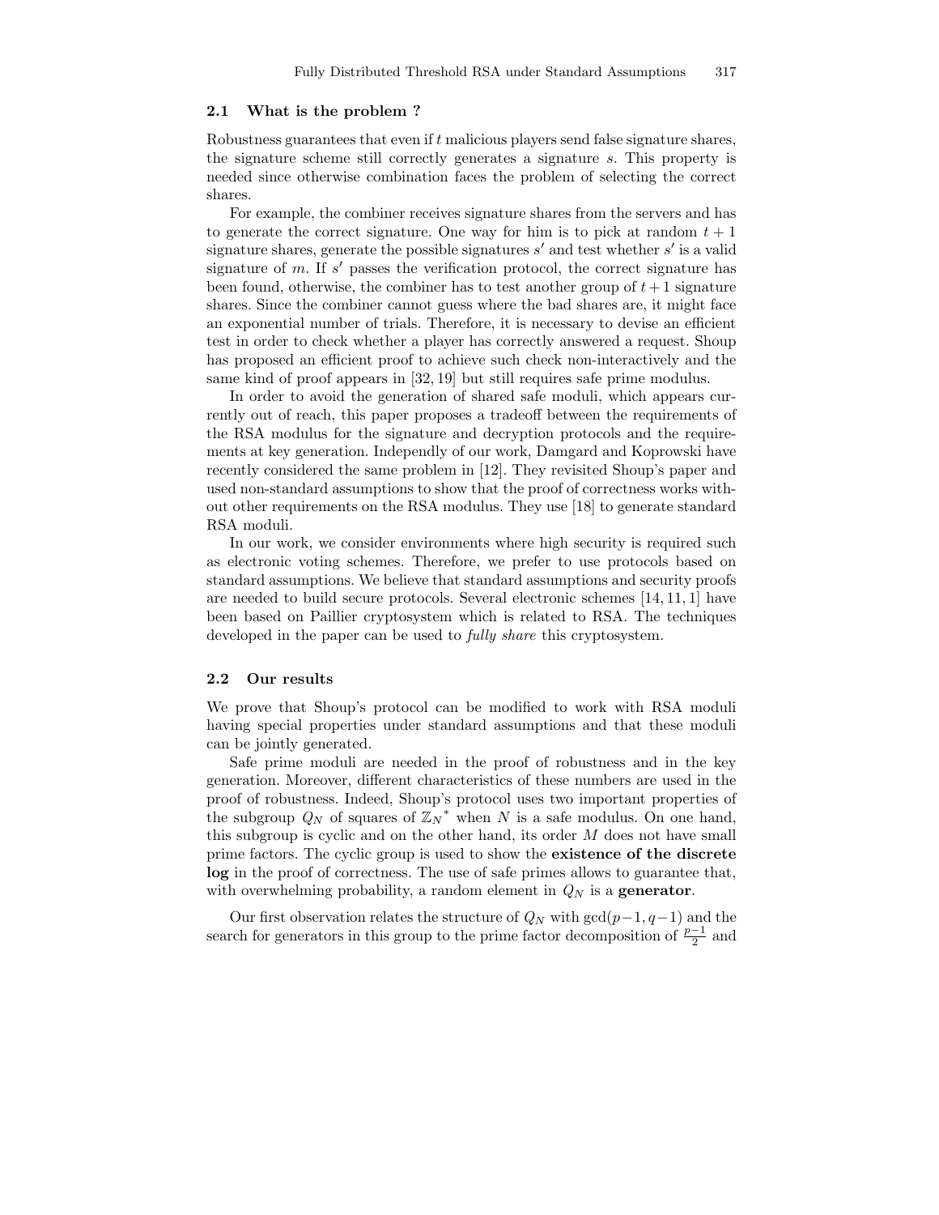### 2.1 What is the problem ?

Robustness guarantees that even if $t$ malicious players send false signature shares, the signature scheme still correctly generates a signature $s$. This property is needed since otherwise combination faces the problem of selecting the correct shares.

For example, the combiner receives signature shares from the servers and has to generate the correct signature. One way for him is to pick at random $t+1$ signature shares, generate the possible signatures $s'$ and test whether $s'$ is a valid signature of $m$. If $s'$ passes the verification protocol, the correct signature has been found, otherwise, the combiner has to test another group of $t+1$ signature shares. Since the combiner cannot guess where the bad shares are, it might face an exponential number of trials. Therefore, it is necessary to devise an efficient test in order to check whether a player has correctly answered a request. Shoup has proposed an efficient proof to achieve such check non-interactively and the same kind of proof appears in [32, 19] but still requires safe prime modulus.

In order to avoid the generation of shared safe moduli, which appears currently out of reach, this paper proposes a tradeoff between the requirements of the RSA modulus for the signature and decryption protocols and the requirements at key generation. Independly of our work, Damgard and Koprowski have recently considered the same problem in [12]. They revisited Shoup's paper and used non-standard assumptions to show that the proof of correctness works without other requirements on the RSA modulus. They use [18] to generate standard RSA moduli.

In our work, we consider environments where high security is required such as electronic voting schemes. Therefore, we prefer to use protocols based on standard assumptions. We believe that standard assumptions and security proofs are needed to build secure protocols. Several electronic schemes [14, 11, 1] have been based on Paillier cryptosystem which is related to RSA. The techniques developed in the paper can be used to *fully share* this cryptosystem.

### 2.2 Our results

We prove that Shoup's protocol can be modified to work with RSA moduli having special properties under standard assumptions and that these moduli can be jointly generated.

Safe prime moduli are needed in the proof of robustness and in the key generation. Moreover, different characteristics of these numbers are used in the proof of robustness. Indeed, Shoup's protocol uses two important properties of the subgroup $Q_N$ of squares of ${\mathbb{Z}_N}^*$ when $N$ is a safe modulus. On one hand, this subgroup is cyclic and on the other hand, its order $M$ does not have small prime factors. The cyclic group is used to show the **existence of the discrete log** in the proof of correctness. The use of safe primes allows to guarantee that, with overwhelming probability, a random element in $Q_N$ is a **generator**.

Our first observation relates the structure of $Q_N$ with $\gcd(p-1, q-1)$ and the search for generators in this group to the prime factor decomposition of $\frac{p-1}{2}$ and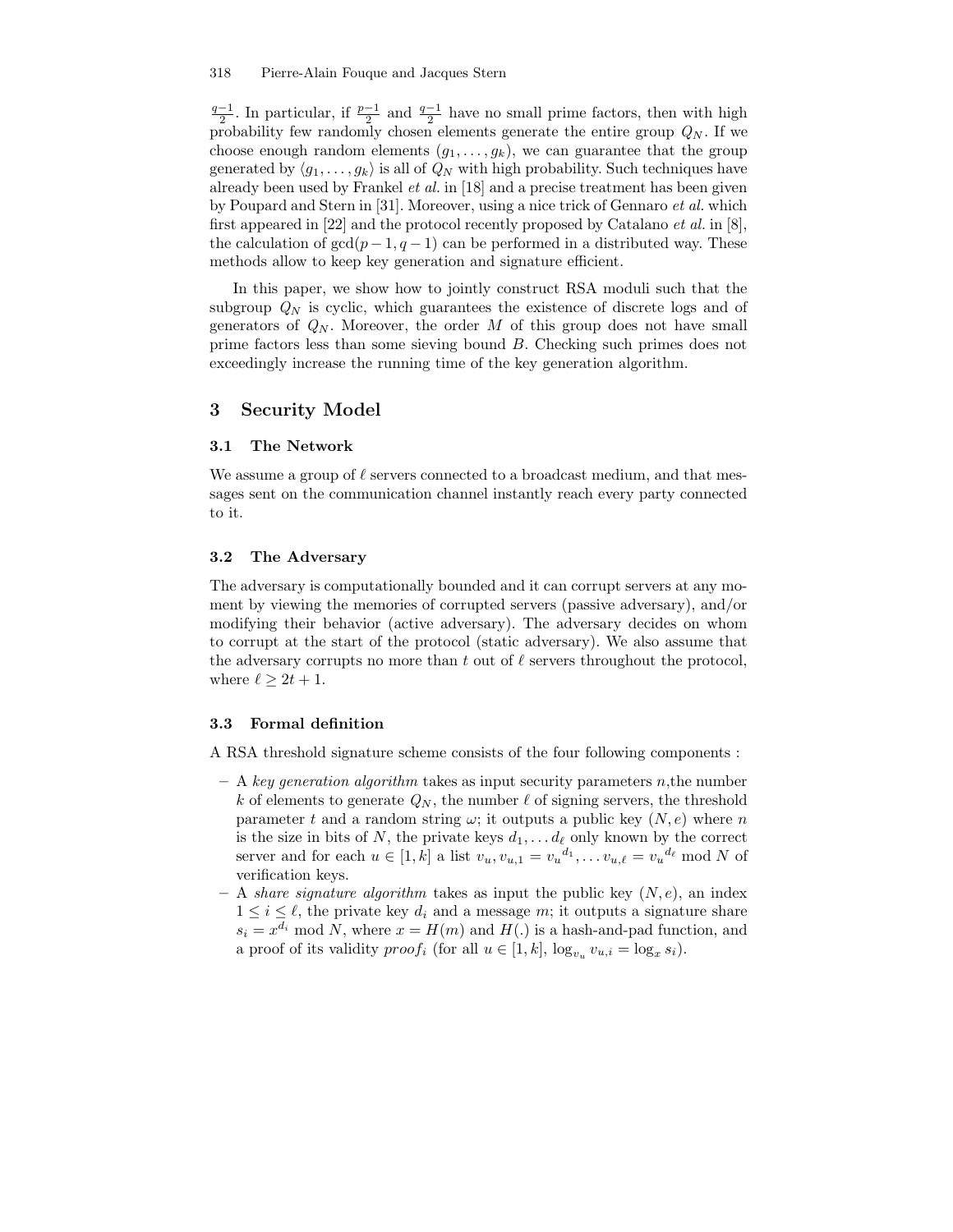$\frac{q-1}{2}$. In particular, if $\frac{p-1}{2}$ and $\frac{q-1}{2}$ have no small prime factors, then with high probability few randomly chosen elements generate the entire group $Q_N$. If we choose enough random elements $(g_1, \ldots, g_k)$, we can guarantee that the group generated by $\langle g_1, \ldots, g_k \rangle$ is all of $Q_N$ with high probability. Such techniques have already been used by Frankel *et al.* in [18] and a precise treatment has been given by Poupard and Stern in [31]. Moreover, using a nice trick of Gennaro *et al.* which first appeared in [22] and the protocol recently proposed by Catalano *et al.* in [8], the calculation of $\gcd(p-1, q-1)$ can be performed in a distributed way. These methods allow to keep key generation and signature efficient.

In this paper, we show how to jointly construct RSA moduli such that the subgroup $Q_N$ is cyclic, which guarantees the existence of discrete logs and of generators of $Q_N$. Moreover, the order $M$ of this group does not have small prime factors less than some sieving bound $B$. Checking such primes does not exceedingly increase the running time of the key generation algorithm.

## 3 Security Model

### 3.1 The Network

We assume a group of $\ell$ servers connected to a broadcast medium, and that messages sent on the communication channel instantly reach every party connected to it.

### 3.2 The Adversary

The adversary is computationally bounded and it can corrupt servers at any moment by viewing the memories of corrupted servers (passive adversary), and/or modifying their behavior (active adversary). The adversary decides on whom to corrupt at the start of the protocol (static adversary). We also assume that the adversary corrupts no more than $t$ out of $\ell$ servers throughout the protocol, where $\ell \geq 2t + 1$.

### 3.3 Formal definition

A RSA threshold signature scheme consists of the four following components :

- A *key generation algorithm* takes as input security parameters $n$,the number $k$ of elements to generate $Q_N$, the number $\ell$ of signing servers, the threshold parameter $t$ and a random string $\omega$; it outputs a public key $(N, e)$ where $n$ is the size in bits of $N$, the private keys $d_1, \ldots d_\ell$ only known by the correct server and for each $u \in [1, k]$ a list $v_u, v_{u,1} = {v_u}^{d_1}, \ldots v_{u,\ell} = {v_u}^{d_\ell} \bmod N$ of verification keys.
- A *share signature algorithm* takes as input the public key $(N, e)$, an index $1 \leq i \leq \ell$, the private key $d_i$ and a message $m$; it outputs a signature share $s_i = x^{d_i} \bmod N$, where $x = H(m)$ and $H(.)$ is a hash-and-pad function, and a proof of its validity $proof_i$ (for all $u \in [1, k]$, $\log_{v_u} v_{u,i} = \log_x s_i$).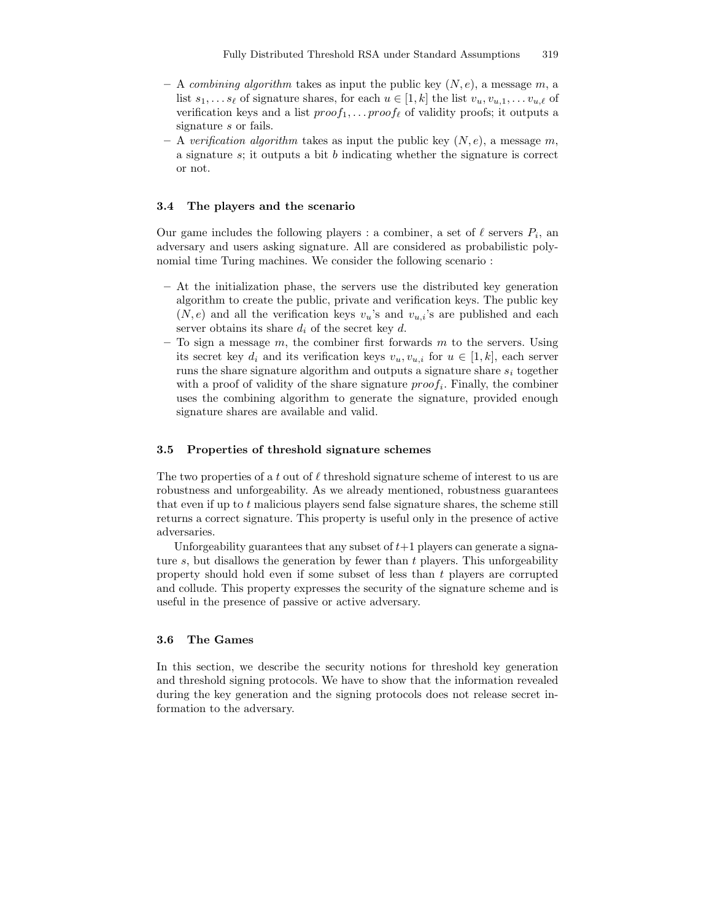- A *combining algorithm* takes as input the public key $(N, e)$, a message $m$, a list $s_1, \ldots s_\ell$ of signature shares, for each $u \in [1, k]$ the list $v_u, v_{u,1}, \ldots v_{u,\ell}$ of verification keys and a list $proof_1, \ldots proof_\ell$ of validity proofs; it outputs a signature $s$ or fails.
- A *verification algorithm* takes as input the public key $(N, e)$, a message $m$, a signature $s$; it outputs a bit $b$ indicating whether the signature is correct or not.

### 3.4 The players and the scenario

Our game includes the following players : a combiner, a set of $\ell$ servers $P_i$, an adversary and users asking signature. All are considered as probabilistic polynomial time Turing machines. We consider the following scenario :

- At the initialization phase, the servers use the distributed key generation algorithm to create the public, private and verification keys. The public key $(N, e)$ and all the verification keys $v_u$'s and $v_{u,i}$'s are published and each server obtains its share $d_i$ of the secret key $d$.
- To sign a message $m$, the combiner first forwards $m$ to the servers. Using its secret key $d_i$ and its verification keys $v_u, v_{u,i}$ for $u \in [1, k]$, each server runs the share signature algorithm and outputs a signature share $s_i$ together with a proof of validity of the share signature $proof_i$. Finally, the combiner uses the combining algorithm to generate the signature, provided enough signature shares are available and valid.

### 3.5 Properties of threshold signature schemes

The two properties of a $t$ out of $\ell$ threshold signature scheme of interest to us are robustness and unforgeability. As we already mentioned, robustness guarantees that even if up to $t$ malicious players send false signature shares, the scheme still returns a correct signature. This property is useful only in the presence of active adversaries.

Unforgeability guarantees that any subset of $t+1$ players can generate a signature $s$, but disallows the generation by fewer than $t$ players. This unforgeability property should hold even if some subset of less than $t$ players are corrupted and collude. This property expresses the security of the signature scheme and is useful in the presence of passive or active adversary.

### 3.6 The Games

In this section, we describe the security notions for threshold key generation and threshold signing protocols. We have to show that the information revealed during the key generation and the signing protocols does not release secret information to the adversary.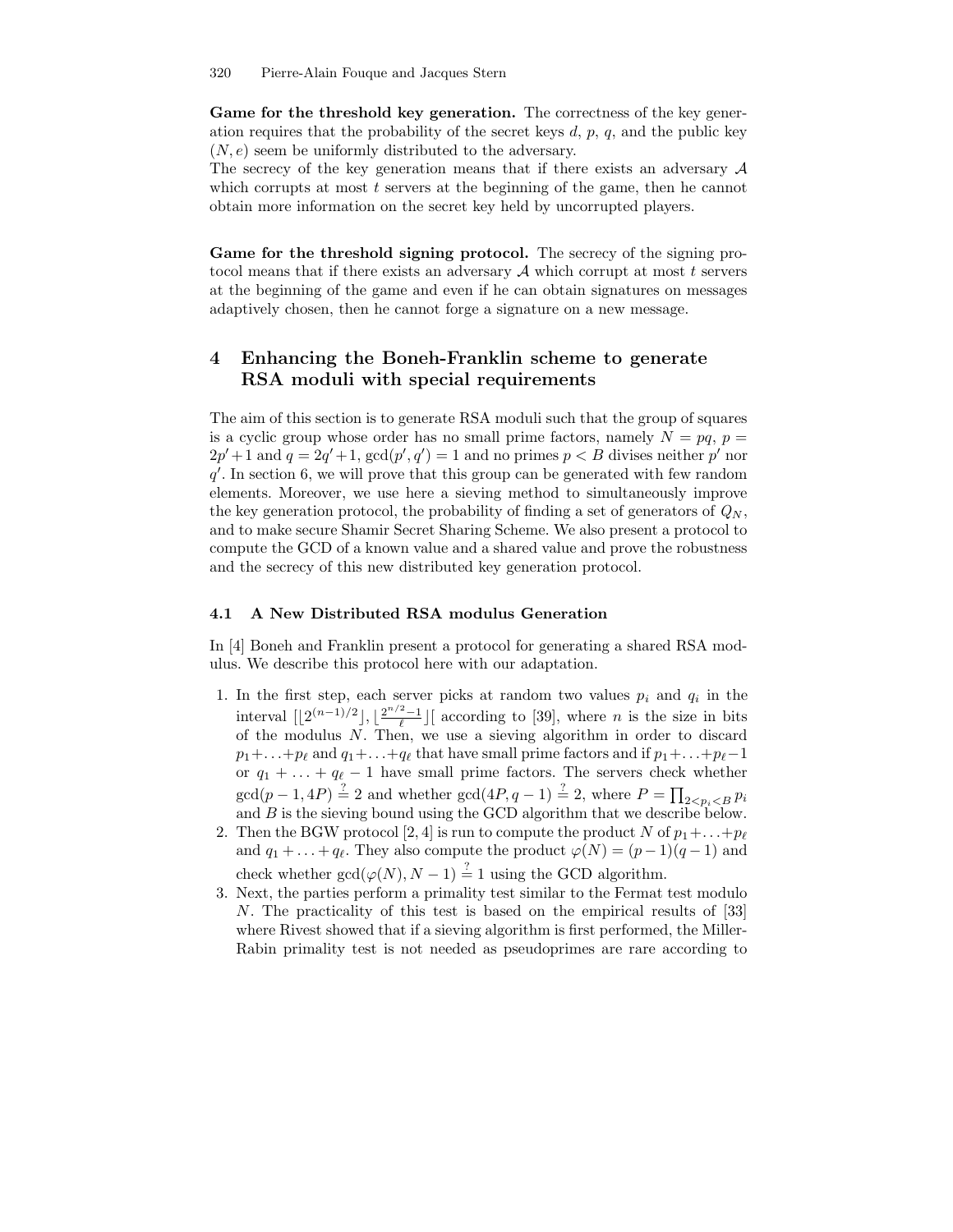**Game for the threshold key generation.** The correctness of the key generation requires that the probability of the secret keys $d$, $p$, $q$, and the public key $(N, e)$ seem be uniformly distributed to the adversary.
The secrecy of the key generation means that if there exists an adversary $\mathcal{A}$ which corrupts at most $t$ servers at the beginning of the game, then he cannot obtain more information on the secret key held by uncorrupted players.

**Game for the threshold signing protocol.** The secrecy of the signing protocol means that if there exists an adversary $\mathcal{A}$ which corrupt at most $t$ servers at the beginning of the game and even if he can obtain signatures on messages adaptively chosen, then he cannot forge a signature on a new message.

## 4 Enhancing the Boneh-Franklin scheme to generate RSA moduli with special requirements

The aim of this section is to generate RSA moduli such that the group of squares is a cyclic group whose order has no small prime factors, namely $N = pq$, $p = 2p' + 1$ and $q = 2q' + 1$, $\gcd(p', q') = 1$ and no primes $p < B$ divises neither $p'$ nor $q'$. In section 6, we will prove that this group can be generated with few random elements. Moreover, we use here a sieving method to simultaneously improve the key generation protocol, the probability of finding a set of generators of $Q_N$, and to make secure Shamir Secret Sharing Scheme. We also present a protocol to compute the GCD of a known value and a shared value and prove the robustness and the secrecy of this new distributed key generation protocol.

### 4.1 A New Distributed RSA modulus Generation

In [4] Boneh and Franklin present a protocol for generating a shared RSA modulus. We describe this protocol here with our adaptation.

1. In the first step, each server picks at random two values $p_i$ and $q_i$ in the interval $[\lfloor 2^{(n-1)/2} \rfloor, \lfloor \frac{2^{n/2}-1}{\ell} \rfloor[$ according to [39], where $n$ is the size in bits of the modulus $N$. Then, we use a sieving algorithm in order to discard $p_1 + \ldots + p_\ell$ and $q_1 + \ldots + q_\ell$ that have small prime factors and if $p_1 + \ldots + p_\ell - 1$ or $q_1 + \ldots + q_\ell - 1$ have small prime factors. The servers check whether $\gcd(p - 1, 4P) \stackrel{?}{=} 2$ and whether $\gcd(4P, q - 1) \stackrel{?}{=} 2$, where $P = \prod_{2 < p_i < B} p_i$ and $B$ is the sieving bound using the GCD algorithm that we describe below.
2. Then the BGW protocol [2, 4] is run to compute the product $N$ of $p_1 + \ldots + p_\ell$ and $q_1 + \ldots + q_\ell$. They also compute the product $\varphi(N) = (p-1)(q-1)$ and check whether $\gcd(\varphi(N), N - 1) \stackrel{?}{=} 1$ using the GCD algorithm.
3. Next, the parties perform a primality test similar to the Fermat test modulo $N$. The practicality of this test is based on the empirical results of [33] where Rivest showed that if a sieving algorithm is first performed, the Miller-Rabin primality test is not needed as pseudoprimes are rare according to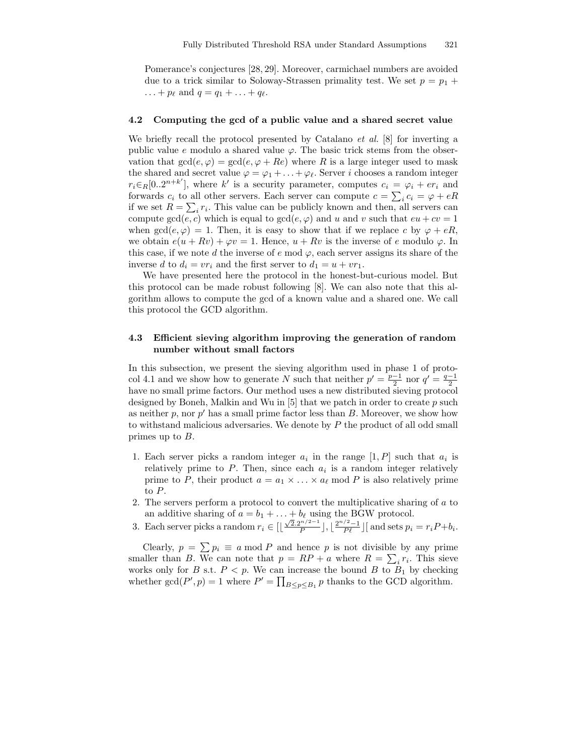Pomerance's conjectures [28, 29]. Moreover, carmichael numbers are avoided due to a trick similar to Soloway-Strassen primality test. We set $p = p_1 + \ldots + p_\ell$ and $q = q_1 + \ldots + q_\ell$.

### 4.2 Computing the gcd of a public value and a shared secret value

We briefly recall the protocol presented by Catalano *et al.* [8] for inverting a public value $e$ modulo a shared value $\varphi$. The basic trick stems from the observation that $\gcd(e, \varphi) = \gcd(e, \varphi + Re)$ where $R$ is a large integer used to mask the shared and secret value $\varphi = \varphi_1 + \ldots + \varphi_\ell$. Server $i$ chooses a random integer $r_i \in_R [0..2^{n+k'}]$, where $k'$ is a security parameter, computes $c_i = \varphi_i + er_i$ and forwards $c_i$ to all other servers. Each server can compute $c = \sum_i c_i = \varphi + eR$ if we set $R = \sum_i r_i$. This value can be publicly known and then, all servers can compute $\gcd(e, c)$ which is equal to $\gcd(e, \varphi)$ and $u$ and $v$ such that $eu + cv = 1$ when $\gcd(e, \varphi) = 1$. Then, it is easy to show that if we replace $c$ by $\varphi + eR$, we obtain $e(u + Rv) + \varphi v = 1$. Hence, $u + Rv$ is the inverse of $e$ modulo $\varphi$. In this case, if we note $d$ the inverse of $e$ mod $\varphi$, each server assigns its share of the inverse $d$ to $d_i = vr_i$ and the first server to $d_1 = u + vr_1$.

We have presented here the protocol in the honest-but-curious model. But this protocol can be made robust following [8]. We can also note that this algorithm allows to compute the gcd of a known value and a shared one. We call this protocol the GCD algorithm.

### 4.3 Efficient sieving algorithm improving the generation of random number without small factors

In this subsection, we present the sieving algorithm used in phase 1 of protocol 4.1 and we show how to generate $N$ such that neither $p' = \frac{p-1}{2}$ nor $q' = \frac{q-1}{2}$ have no small prime factors. Our method uses a new distributed sieving protocol designed by Boneh, Malkin and Wu in [5] that we patch in order to create $p$ such as neither $p$, nor $p'$ has a small prime factor less than $B$. Moreover, we show how to withstand malicious adversaries. We denote by $P$ the product of all odd small primes up to $B$.

1. Each server picks a random integer $a_i$ in the range $[1, P]$ such that $a_i$ is relatively prime to $P$. Then, since each $a_i$ is a random integer relatively prime to $P$, their product $a = a_1 \times \ldots \times a_\ell \bmod P$ is also relatively prime to $P$.
2. The servers perform a protocol to convert the multiplicative sharing of $a$ to an additive sharing of $a = b_1 + \ldots + b_\ell$ using the BGW protocol.
3. Each server picks a random $r_i \in [\lfloor \frac{\sqrt{2}.2^{n/2-1}}{P} \rfloor, \lfloor \frac{2^{n/2}-1}{P\ell} \rfloor[$ and sets $p_i = r_i P + b_i$.

Clearly, $p = \sum p_i \equiv a \bmod P$ and hence $p$ is not divisible by any prime smaller than $B$. We can note that $p = RP + a$ where $R = \sum_i r_i$. This sieve works only for $B$ s.t. $P < p$. We can increase the bound $B$ to $B_1$ by checking whether $\gcd(P', p) = 1$ where $P' = \prod_{B \leq p \leq B_1} p$ thanks to the GCD algorithm.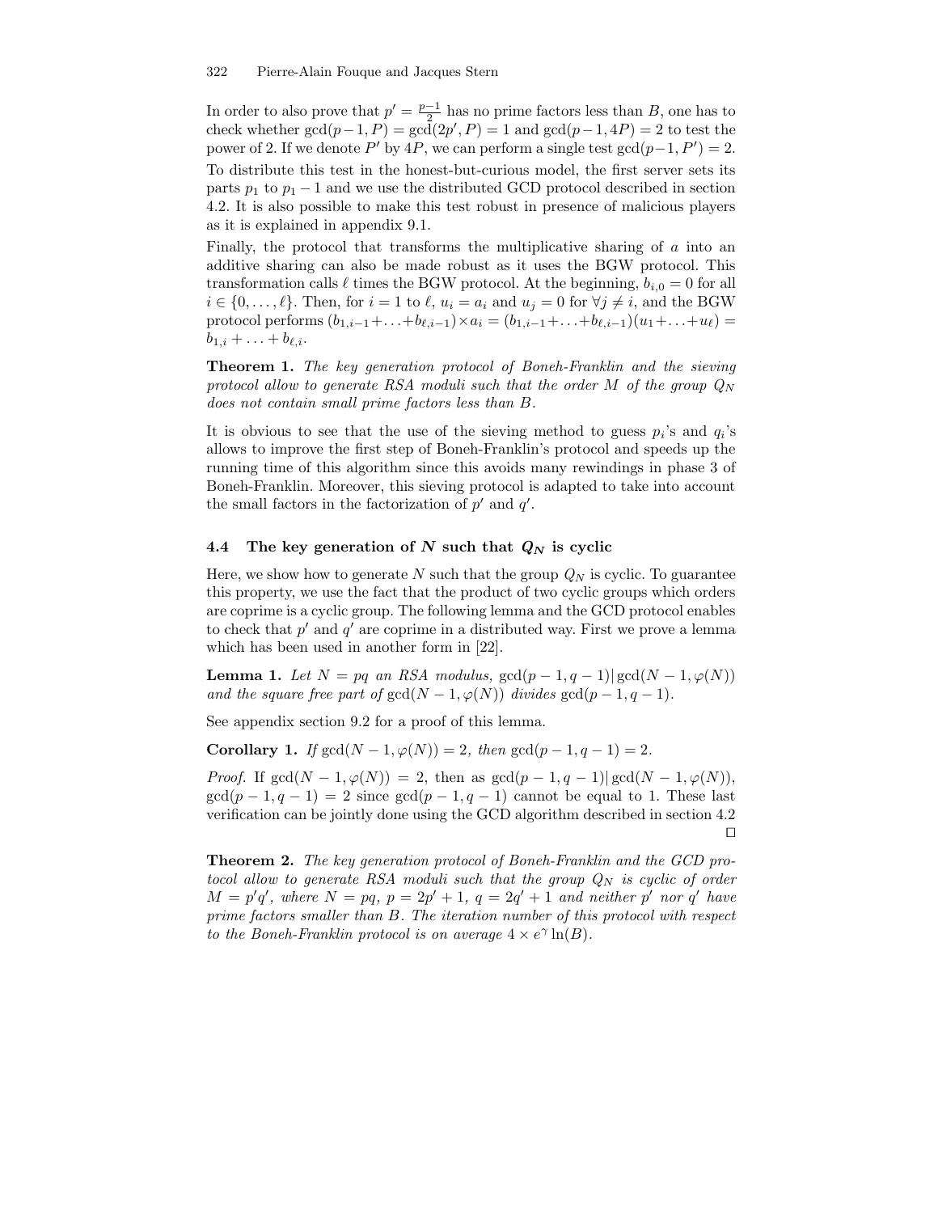In order to also prove that $p' = \frac{p-1}{2}$ has no prime factors less than $B$, one has to check whether $\gcd(p-1, P) = \gcd(2p', P) = 1$ and $\gcd(p-1, 4P) = 2$ to test the power of 2. If we denote $P'$ by $4P$, we can perform a single test $\gcd(p-1, P') = 2$. To distribute this test in the honest-but-curious model, the first server sets its parts $p_1$ to $p_1 - 1$ and we use the distributed GCD protocol described in section 4.2. It is also possible to make this test robust in presence of malicious players as it is explained in appendix 9.1.

Finally, the protocol that transforms the multiplicative sharing of $a$ into an additive sharing can also be made robust as it uses the BGW protocol. This transformation calls $\ell$ times the BGW protocol. At the beginning, $b_{i,0} = 0$ for all $i \in \{0, \ldots, \ell\}$. Then, for $i = 1$ to $\ell$, $u_i = a_i$ and $u_j = 0$ for $\forall j \neq i$, and the BGW protocol performs $(b_{1,i-1} + \ldots + b_{\ell,i-1}) \times a_i = (b_{1,i-1} + \ldots + b_{\ell,i-1})(u_1 + \ldots + u_\ell) = b_{1,i} + \ldots + b_{\ell,i}$.

**Theorem 1.** *The key generation protocol of Boneh-Franklin and the sieving protocol allow to generate RSA moduli such that the order $M$ of the group $Q_N$ does not contain small prime factors less than $B$.*

It is obvious to see that the use of the sieving method to guess $p_i$'s and $q_i$'s allows to improve the first step of Boneh-Franklin's protocol and speeds up the running time of this algorithm since this avoids many rewindings in phase 3 of Boneh-Franklin. Moreover, this sieving protocol is adapted to take into account the small factors in the factorization of $p'$ and $q'$.

### 4.4 The key generation of $N$ such that $Q_N$ is cyclic

Here, we show how to generate $N$ such that the group $Q_N$ is cyclic. To guarantee this property, we use the fact that the product of two cyclic groups which orders are coprime is a cyclic group. The following lemma and the GCD protocol enables to check that $p'$ and $q'$ are coprime in a distributed way. First we prove a lemma which has been used in another form in [22].

**Lemma 1.** *Let $N = pq$ an RSA modulus, $\gcd(p-1, q-1) | \gcd(N-1, \varphi(N))$ and the square free part of $\gcd(N-1, \varphi(N))$ divides $\gcd(p-1, q-1)$.*

See appendix section 9.2 for a proof of this lemma.

**Corollary 1.** *If $\gcd(N-1, \varphi(N)) = 2$, then $\gcd(p-1, q-1) = 2$.*

*Proof.* If $\gcd(N-1, \varphi(N)) = 2$, then as $\gcd(p-1, q-1) | \gcd(N-1, \varphi(N))$, $\gcd(p-1, q-1) = 2$ since $\gcd(p-1, q-1)$ cannot be equal to 1. These last verification can be jointly done using the GCD algorithm described in section 4.2 ◻

**Theorem 2.** *The key generation protocol of Boneh-Franklin and the GCD protocol allow to generate RSA moduli such that the group $Q_N$ is cyclic of order $M = p'q'$, where $N = pq$, $p = 2p' + 1$, $q = 2q' + 1$ and neither $p'$ nor $q'$ have prime factors smaller than $B$. The iteration number of this protocol with respect to the Boneh-Franklin protocol is on average $4 \times e^\gamma \ln(B)$.*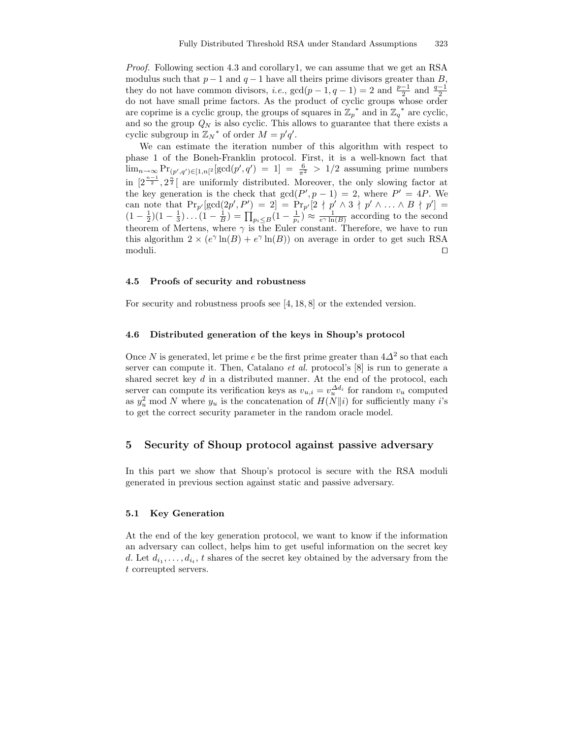*Proof.* Following section 4.3 and corollary1, we can assume that we get an RSA modulus such that $p-1$ and $q-1$ have all theirs prime divisors greater than $B$, they do not have common divisors, *i.e.*, $\gcd(p-1, q-1) = 2$ and $\frac{p-1}{2}$ and $\frac{q-1}{2}$ do not have small prime factors. As the product of cyclic groups whose order are coprime is a cyclic group, the groups of squares in $\mathbb{Z}_p{}^*$ and in $\mathbb{Z}_q{}^*$ are cyclic, and so the group $Q_N$ is also cyclic. This allows to guarantee that there exists a cyclic subgroup in $\mathbb{Z}_N{}^*$ of order $M = p'q'$.

We can estimate the iteration number of this algorithm with respect to phase 1 of the Boneh-Franklin protocol. First, it is a well-known fact that $\lim_{n\to\infty} \Pr_{(p',q')\in[1,n[^2}[\gcd(p',q') = 1] = \frac{6}{\pi^2} > 1/2$ assuming prime numbers in $[2^{\frac{n-1}{2}}, 2^{\frac{n}{2}}[$ are uniformly distributed. Moreover, the only slowing factor at the key generation is the check that $\gcd(P', p-1) = 2$, where $P' = 4P$. We can note that $\Pr_{p'}[\gcd(2p', P') = 2] = \Pr_{p'}[2 \nmid p' \wedge 3 \nmid p' \wedge \ldots \wedge B \nmid p'] = (1-\frac{1}{2})(1-\frac{1}{3})\ldots(1-\frac{1}{B}) = \prod_{p_i \le B}(1-\frac{1}{p_i}) \approx \frac{1}{e^\gamma \ln(B)}$ according to the second theorem of Mertens, where $\gamma$ is the Euler constant. Therefore, we have to run this algorithm $2 \times (e^\gamma \ln(B) + e^\gamma \ln(B))$ on average in order to get such RSA moduli. □

### 4.5 Proofs of security and robustness

For security and robustness proofs see [4, 18, 8] or the extended version.

### 4.6 Distributed generation of the keys in Shoup's protocol

Once $N$ is generated, let prime $e$ be the first prime greater than $4\Delta^2$ so that each server can compute it. Then, Catalano *et al.* protocol's [8] is run to generate a shared secret key $d$ in a distributed manner. At the end of the protocol, each server can compute its verification keys as $v_{u,i} = v_u^{\Delta d_i}$ for random $v_u$ computed as $y_u^2 \bmod N$ where $y_u$ is the concatenation of $H(N\|i)$ for sufficiently many $i$'s to get the correct security parameter in the random oracle model.

## 5 Security of Shoup protocol against passive adversary

In this part we show that Shoup's protocol is secure with the RSA moduli generated in previous section against static and passive adversary.

### 5.1 Key Generation

At the end of the key generation protocol, we want to know if the information an adversary can collect, helps him to get useful information on the secret key $d$. Let $d_{i_1}, \ldots, d_{i_t}$, $t$ shares of the secret key obtained by the adversary from the $t$ correupted servers.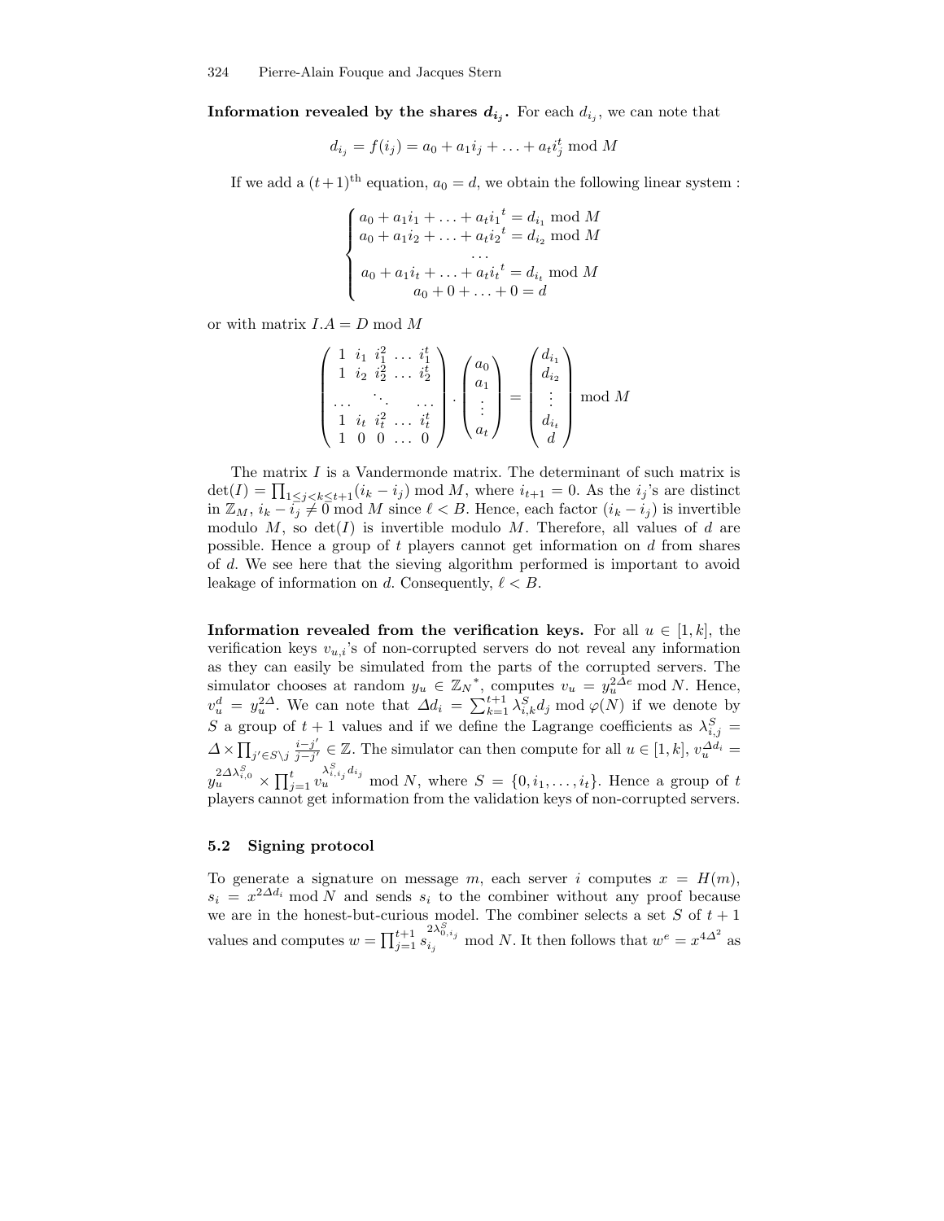**Information revealed by the shares $d_{i_j}$.** For each $d_{i_j}$, we can note that

$$d_{i_j} = f(i_j) = a_0 + a_1 i_j + \ldots + a_t i_j^t \bmod M$$

If we add a $(t+1)^{\text{th}}$ equation, $a_0 = d$, we obtain the following linear system :

$$\begin{cases} a_0 + a_1 i_1 + \ldots + a_t {i_1}^t = d_{i_1} \bmod M \\ a_0 + a_1 i_2 + \ldots + a_t {i_2}^t = d_{i_2} \bmod M \\ \ldots \\ a_0 + a_1 i_t + \ldots + a_t {i_t}^t = d_{i_t} \bmod M \\ a_0 + 0 + \ldots + 0 = d \end{cases}$$

or with matrix $I.A = D \bmod M$

$$\begin{pmatrix} 1 & i_1 & i_1^2 & \ldots & i_1^t \\ 1 & i_2 & i_2^2 & \ldots & i_2^t \\ \ldots & & \ddots & & \ldots \\ 1 & i_t & i_t^2 & \ldots & i_t^t \\ 1 & 0 & 0 & \ldots & 0 \end{pmatrix} \cdot \begin{pmatrix} a_0 \\ a_1 \\ \vdots \\ a_t \end{pmatrix} = \begin{pmatrix} d_{i_1} \\ d_{i_2} \\ \vdots \\ d_{i_t} \\ d \end{pmatrix} \bmod M$$

The matrix $I$ is a Vandermonde matrix. The determinant of such matrix is $\det(I) = \prod_{1 \leq j < k \leq t+1} (i_k - i_j) \bmod M$, where $i_{t+1} = 0$. As the $i_j$'s are distinct in $\mathbb{Z}_M$, $i_k - i_j \neq 0 \bmod M$ since $\ell < B$. Hence, each factor $(i_k - i_j)$ is invertible modulo $M$, so $\det(I)$ is invertible modulo $M$. Therefore, all values of $d$ are possible. Hence a group of $t$ players cannot get information on $d$ from shares of $d$. We see here that the sieving algorithm performed is important to avoid leakage of information on $d$. Consequently, $\ell < B$.

**Information revealed from the verification keys.** For all $u \in [1, k]$, the verification keys $v_{u,i}$'s of non-corrupted servers do not reveal any information as they can easily be simulated from the parts of the corrupted servers. The simulator chooses at random $y_u \in {\mathbb{Z}_N}^*$, computes $v_u = y_u^{2\Delta e} \bmod N$. Hence, $v_u^d = y_u^{2\Delta}$. We can note that $\Delta d_i = \sum_{k=1}^{t+1} \lambda_{i,k}^S d_j \bmod \varphi(N)$ if we denote by $S$ a group of $t+1$ values and if we define the Lagrange coefficients as $\lambda_{i,j}^S = \Delta \times \prod_{j' \in S \setminus j} \frac{i - j'}{j - j'} \in \mathbb{Z}$. The simulator can then compute for all $u \in [1, k]$, $v_u^{\Delta d_i} = y_u^{2\Delta \lambda_{i,0}^S} \times \prod_{j=1}^{t} v_u^{\lambda_{i,i_j}^S d_{i_j}} \bmod N$, where $S = \{0, i_1, \ldots, i_t\}$. Hence a group of $t$ players cannot get information from the validation keys of non-corrupted servers.

### 5.2 Signing protocol

To generate a signature on message $m$, each server $i$ computes $x = H(m)$, $s_i = x^{2\Delta d_i} \bmod N$ and sends $s_i$ to the combiner without any proof because we are in the honest-but-curious model. The combiner selects a set $S$ of $t+1$ values and computes $w = \prod_{j=1}^{t+1} s_{i_j}^{2\lambda_{0,i_j}^S} \bmod N$. It then follows that $w^e = x^{4\Delta^2}$ as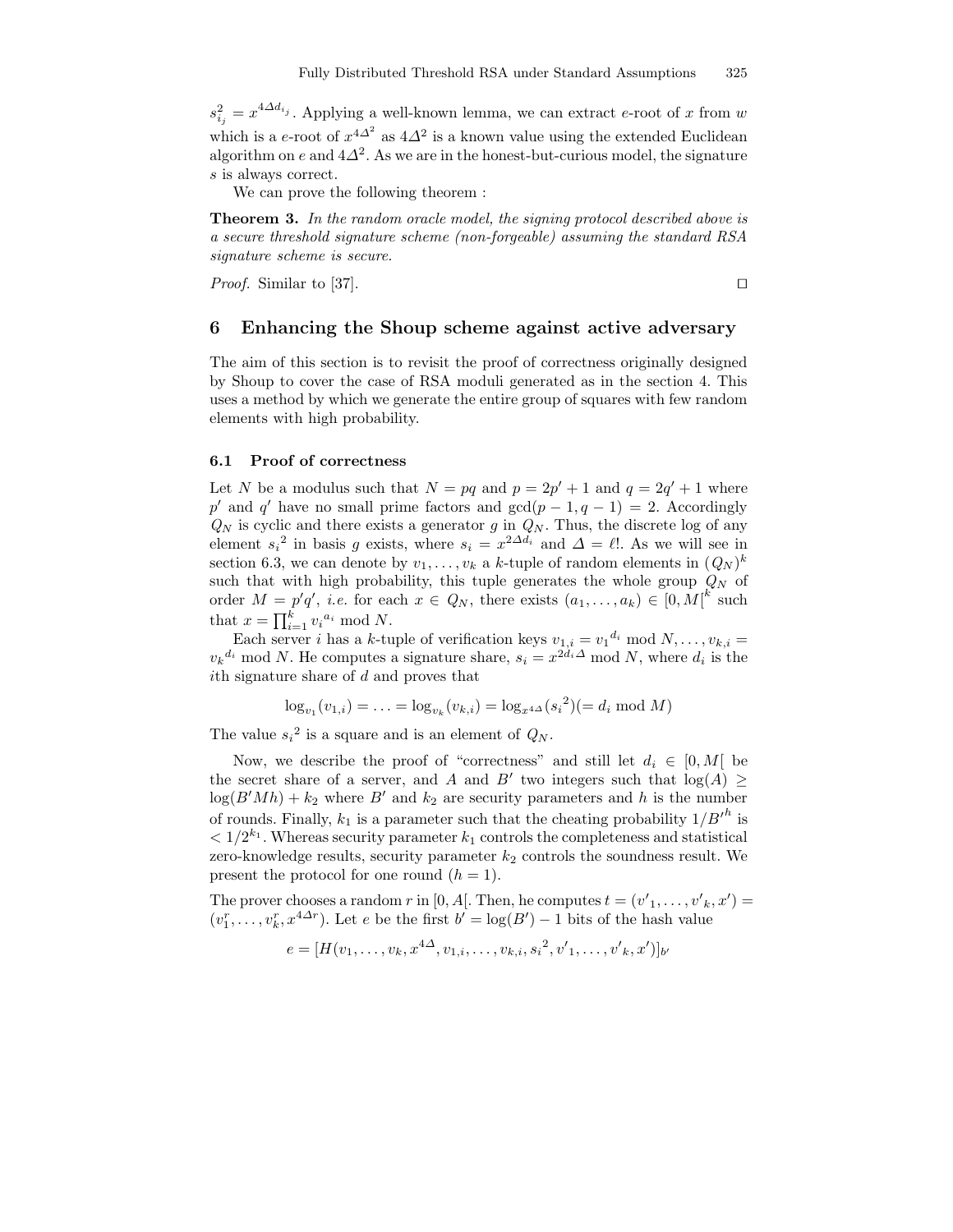$s_{i_j}^2 = x^{4\Delta d_{i_j}}$. Applying a well-known lemma, we can extract $e$-root of $x$ from $w$ which is a $e$-root of $x^{4\Delta^2}$ as $4\Delta^2$ is a known value using the extended Euclidean algorithm on $e$ and $4\Delta^2$. As we are in the honest-but-curious model, the signature $s$ is always correct.

We can prove the following theorem :

**Theorem 3.** *In the random oracle model, the signing protocol described above is a secure threshold signature scheme (non-forgeable) assuming the standard RSA signature scheme is secure.*

*Proof.* Similar to [37]. □

## 6 Enhancing the Shoup scheme against active adversary

The aim of this section is to revisit the proof of correctness originally designed by Shoup to cover the case of RSA moduli generated as in the section 4. This uses a method by which we generate the entire group of squares with few random elements with high probability.

### 6.1 Proof of correctness

Let $N$ be a modulus such that $N = pq$ and $p = 2p' + 1$ and $q = 2q' + 1$ where $p'$ and $q'$ have no small prime factors and $\gcd(p-1, q-1) = 2$. Accordingly $Q_N$ is cyclic and there exists a generator $g$ in $Q_N$. Thus, the discrete log of any element ${s_i}^2$ in basis $g$ exists, where $s_i = x^{2\Delta d_i}$ and $\Delta = \ell!$. As we will see in section 6.3, we can denote by $v_1, \ldots, v_k$ a $k$-tuple of random elements in $(Q_N)^k$ such that with high probability, this tuple generates the whole group $Q_N$ of order $M = p'q'$, *i.e.* for each $x \in Q_N$, there exists $(a_1, \ldots, a_k) \in [0, M[^k$ such that $x = \prod_{i=1}^{k} {v_i}^{a_i} \bmod N$.

Each server $i$ has a $k$-tuple of verification keys $v_{1,i} = {v_1}^{d_i} \bmod N, \ldots, v_{k,i} = {v_k}^{d_i} \bmod N$. He computes a signature share, $s_i = x^{2d_i\Delta} \bmod N$, where $d_i$ is the $i$th signature share of $d$ and proves that

$$\log_{v_1}(v_{1,i}) = \ldots = \log_{v_k}(v_{k,i}) = \log_{x^{4\Delta}}({s_i}^2) (= d_i \bmod M)$$

The value ${s_i}^2$ is a square and is an element of $Q_N$.

Now, we describe the proof of "correctness" and still let $d_i \in [0, M[$ be the secret share of a server, and $A$ and $B'$ two integers such that $\log(A) \geq \log(B'Mh) + k_2$ where $B'$ and $k_2$ are security parameters and $h$ is the number of rounds. Finally, $k_1$ is a parameter such that the cheating probability $1/{B'}^h$ is $< 1/2^{k_1}$. Whereas security parameter $k_1$ controls the completeness and statistical zero-knowledge results, security parameter $k_2$ controls the soundness result. We present the protocol for one round ($h = 1$).

The prover chooses a random $r$ in $[0, A[$. Then, he computes $t = ({v'}_1, \ldots, {v'}_k, x') = (v_1^r, \ldots, v_k^r, x^{4\Delta r})$. Let $e$ be the first $b' = \log(B') - 1$ bits of the hash value

$$e = [H(v_1, \ldots, v_k, x^{4\Delta}, v_{1,i}, \ldots, v_{k,i}, {s_i}^2, {v'}_1, \ldots, {v'}_k, x')]_{b'}$$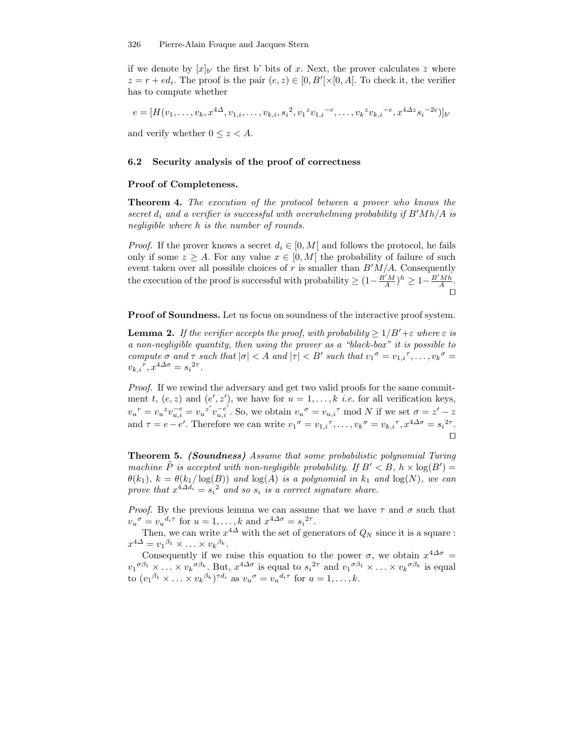if we denote by $[x]_{b'}$ the first b' bits of x. Next, the prover calculates $z$ where $z = r + ed_i$. The proof is the pair $(e, z) \in [0, B'[\times[0, A[$. To check it, the verifier has to compute whether

$$e = [H(v_1, \ldots, v_k, x^{4\Delta}, v_{1,i}, \ldots, v_{k,i}, s_i{}^2, v_1{}^z v_{1,i}{}^{-e}, \ldots, v_k{}^z v_{k,i}{}^{-e}, x^{4\Delta z} s_i{}^{-2e})]_{b'}$$

and verify whether $0 \leq z < A$.

### 6.2 Security analysis of the proof of correctness

**Proof of Completeness.**

**Theorem 4.** *The execution of the protocol between a prover who knows the secret $d_i$ and a verifier is successful with overwhelming probability if $B'Mh/A$ is negligible where $h$ is the number of rounds.*

*Proof.* If the prover knows a secret $d_i \in [0, M[$ and follows the protocol, he fails only if some $z \geq A$. For any value $x \in [0, M[$ the probability of failure of such event taken over all possible choices of $r$ is smaller than $B'M/A$. Consequently the execution of the proof is successful with probability $\geq (1 - \frac{B'M}{A})^h \geq 1 - \frac{B'Mh}{A}$. □

**Proof of Soundness.** Let us focus on soundness of the interactive proof system.

**Lemma 2.** *If the verifier accepts the proof, with probability $\geq 1/B' + \varepsilon$ where $\varepsilon$ is a non-negligible quantity, then using the prover as a "black-box" it is possible to compute $\sigma$ and $\tau$ such that $|\sigma| < A$ and $|\tau| < B'$ such that $v_1{}^\sigma = v_{1,i}{}^\tau, \ldots, v_k{}^\sigma = v_{k,i}{}^\tau, x^{4\Delta\sigma} = s_i{}^{2\tau}$.*

*Proof.* If we rewind the adversary and get two valid proofs for the same commitment $t$, $(e, z)$ and $(e', z')$, we have for $u = 1, \ldots, k$ *i.e.* for all verification keys, $v_u{}^r = v_u{}^z v_{u,i}^{-e} = v_u{}^{z'} v_{u,i}^{-e'}$. So, we obtain $v_u{}^\sigma = v_{u,i}{}^\tau \bmod N$ if we set $\sigma = z' - z$ and $\tau = e - e'$. Therefore we can write $v_1{}^\sigma = v_{1,i}{}^\tau, \ldots, v_k{}^\sigma = v_{k,i}{}^\tau, x^{4\Delta\sigma} = s_i{}^{2\tau}$. □

**Theorem 5.** ***(Soundness)*** *Assume that some probabilistic polynomial Turing machine $\tilde{P}$ is accepted with non-negligible probability. If $B' < B$, $h \times \log(B') = \theta(k_1)$, $k = \theta(k_1/\log(B))$ and $\log(A)$ is a polynomial in $k_1$ and $\log(N)$, we can prove that $x^{4\Delta d_i} = s_i{}^2$ and so $s_i$ is a correct signature share.*

*Proof.* By the previous lemma we can assume that we have $\tau$ and $\sigma$ such that $v_u{}^\sigma = v_u{}^{d_i \tau}$ for $u = 1, \ldots, k$ and $x^{4\Delta\sigma} = s_i{}^{2\tau}$.

Then, we can write $x^{4\Delta}$ with the set of generators of $Q_N$ since it is a square : $x^{4\Delta} = v_1{}^{\beta_1} \times \ldots \times v_k{}^{\beta_k}$.

Consequently if we raise this equation to the power $\sigma$, we obtain $x^{4\Delta\sigma} = v_1{}^{\sigma\beta_1} \times \ldots \times v_k{}^{\sigma\beta_k}$. But, $x^{4\Delta\sigma}$ is equal to $s_i{}^{2\tau}$ and $v_1{}^{\sigma\beta_1} \times \ldots \times v_k{}^{\sigma\beta_k}$ is equal to $(v_1{}^{\beta_1} \times \ldots \times v_k{}^{\beta_k})^{\tau d_i}$ as $v_u{}^\sigma = v_u{}^{d_i \tau}$ for $u = 1, \ldots, k$.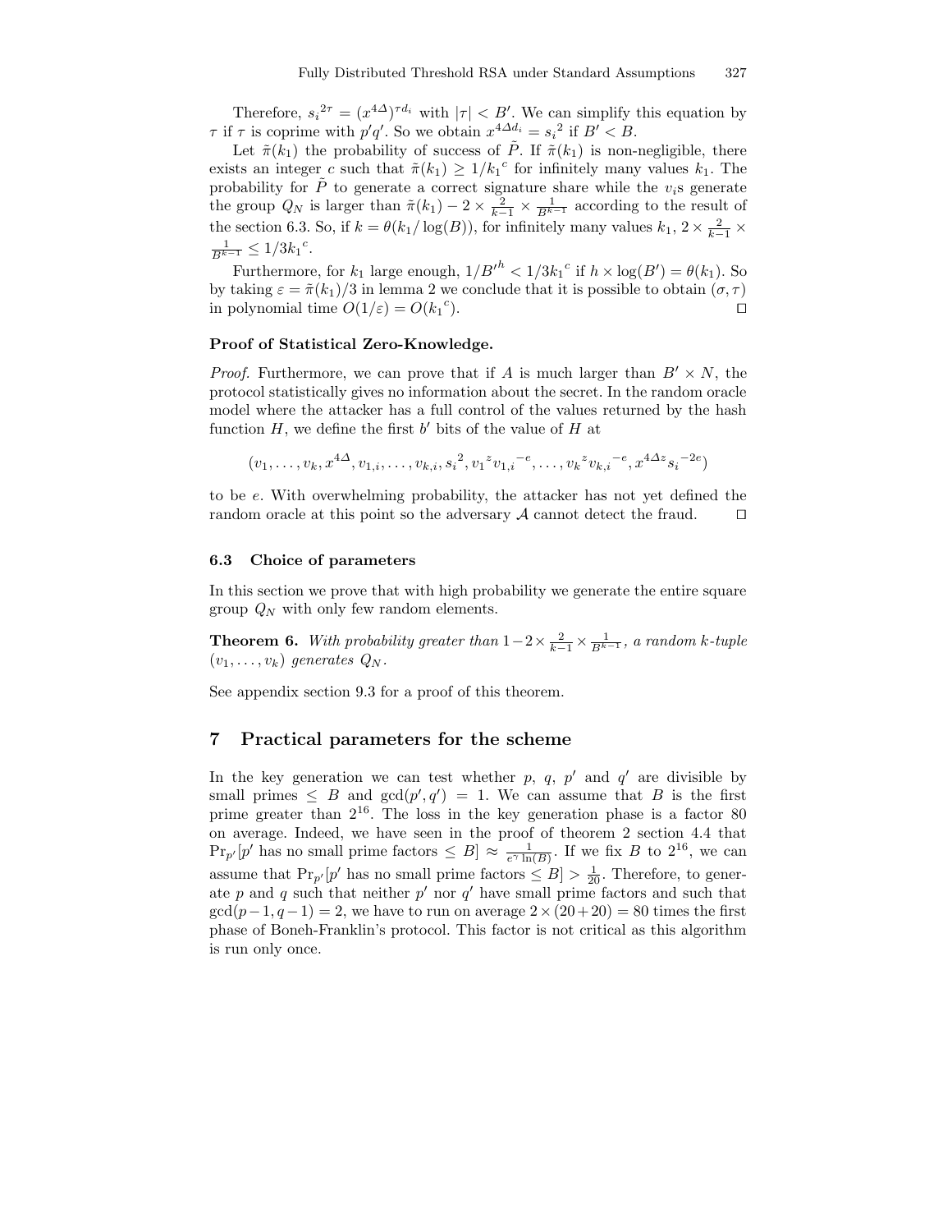Therefore, ${s_i}^{2\tau} = (x^{4\Delta})^{\tau d_i}$ with $|\tau| < B'$. We can simplify this equation by $\tau$ if $\tau$ is coprime with $p'q'$. So we obtain $x^{4\Delta d_i} = {s_i}^2$ if $B' < B$.

Let $\tilde{\pi}(k_1)$ the probability of success of $\tilde{P}$. If $\tilde{\pi}(k_1)$ is non-negligible, there exists an integer $c$ such that $\tilde{\pi}(k_1) \geq 1/{k_1}^c$ for infinitely many values $k_1$. The probability for $\tilde{P}$ to generate a correct signature share while the $v_i$s generate the group $Q_N$ is larger than $\tilde{\pi}(k_1) - 2 \times \frac{2}{k-1} \times \frac{1}{B^{k-1}}$ according to the result of the section 6.3. So, if $k = \theta(k_1/\log(B))$, for infinitely many values $k_1$, $2 \times \frac{2}{k-1} \times \frac{1}{B^{k-1}} \leq 1/3{k_1}^c$.

Furthermore, for $k_1$ large enough, $1/{B'}^h < 1/3{k_1}^c$ if $h \times \log(B') = \theta(k_1)$. So by taking $\varepsilon = \tilde{\pi}(k_1)/3$ in lemma 2 we conclude that it is possible to obtain $(\sigma, \tau)$ in polynomial time $O(1/\varepsilon) = O({k_1}^c)$. ⊓⊔

**Proof of Statistical Zero-Knowledge.**

*Proof.* Furthermore, we can prove that if $A$ is much larger than $B' \times N$, the protocol statistically gives no information about the secret. In the random oracle model where the attacker has a full control of the values returned by the hash function $H$, we define the first $b'$ bits of the value of $H$ at

$$(v_1, \ldots, v_k, x^{4\Delta}, v_{1,i}, \ldots, v_{k,i}, {s_i}^2, {v_1}^z {v_{1,i}}^{-e}, \ldots, {v_k}^z {v_{k,i}}^{-e}, x^{4\Delta z} {s_i}^{-2e})$$

to be $e$. With overwhelming probability, the attacker has not yet defined the random oracle at this point so the adversary $\mathcal{A}$ cannot detect the fraud. ⊓⊔

### 6.3 Choice of parameters

In this section we prove that with high probability we generate the entire square group $Q_N$ with only few random elements.

**Theorem 6.** *With probability greater than $1 - 2 \times \frac{2}{k-1} \times \frac{1}{B^{k-1}}$, a random $k$-tuple $(v_1, \ldots, v_k)$ generates $Q_N$.*

See appendix section 9.3 for a proof of this theorem.

## 7 Practical parameters for the scheme

In the key generation we can test whether $p$, $q$, $p'$ and $q'$ are divisible by small primes $\leq B$ and $\gcd(p', q') = 1$. We can assume that $B$ is the first prime greater than $2^{16}$. The loss in the key generation phase is a factor 80 on average. Indeed, we have seen in the proof of theorem 2 section 4.4 that $\Pr_{p'}[p'$ has no small prime factors $\leq B] \approx \frac{1}{e^\gamma \ln(B)}$. If we fix $B$ to $2^{16}$, we can assume that $\Pr_{p'}[p'$ has no small prime factors $\leq B] > \frac{1}{20}$. Therefore, to generate $p$ and $q$ such that neither $p'$ nor $q'$ have small prime factors and such that $\gcd(p-1, q-1) = 2$, we have to run on average $2 \times (20 + 20) = 80$ times the first phase of Boneh-Franklin's protocol. This factor is not critical as this algorithm is run only once.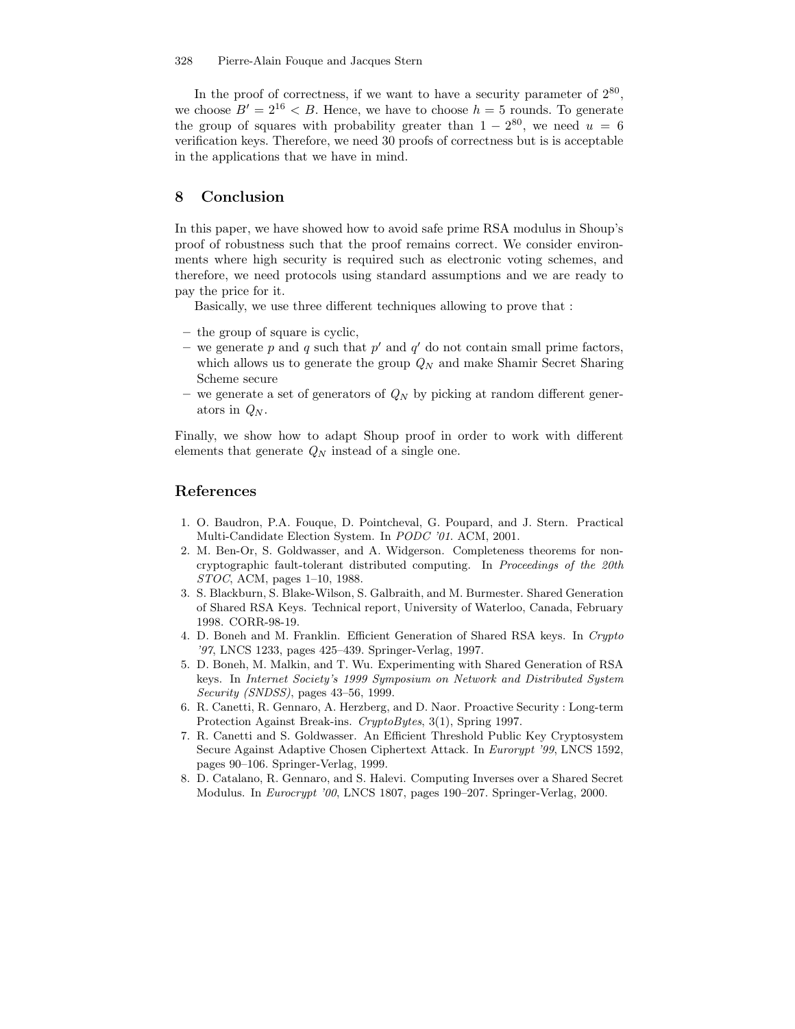In the proof of correctness, if we want to have a security parameter of $2^{80}$, we choose $B' = 2^{16} < B$. Hence, we have to choose $h = 5$ rounds. To generate the group of squares with probability greater than $1 - 2^{80}$, we need $u = 6$ verification keys. Therefore, we need 30 proofs of correctness but is is acceptable in the applications that we have in mind.

## 8 Conclusion

In this paper, we have showed how to avoid safe prime RSA modulus in Shoup's proof of robustness such that the proof remains correct. We consider environments where high security is required such as electronic voting schemes, and therefore, we need protocols using standard assumptions and we are ready to pay the price for it.

Basically, we use three different techniques allowing to prove that :

- the group of square is cyclic,
- we generate $p$ and $q$ such that $p'$ and $q'$ do not contain small prime factors, which allows us to generate the group $Q_N$ and make Shamir Secret Sharing Scheme secure
- we generate a set of generators of $Q_N$ by picking at random different generators in $Q_N$.

Finally, we show how to adapt Shoup proof in order to work with different elements that generate $Q_N$ instead of a single one.

## References

1. O. Baudron, P.A. Fouque, D. Pointcheval, G. Poupard, and J. Stern. Practical Multi-Candidate Election System. In *PODC '01*. ACM, 2001.
2. M. Ben-Or, S. Goldwasser, and A. Widgerson. Completeness theorems for non-cryptographic fault-tolerant distributed computing. In *Proceedings of the 20th STOC*, ACM, pages 1–10, 1988.
3. S. Blackburn, S. Blake-Wilson, S. Galbraith, and M. Burmester. Shared Generation of Shared RSA Keys. Technical report, University of Waterloo, Canada, February 1998. CORR-98-19.
4. D. Boneh and M. Franklin. Efficient Generation of Shared RSA keys. In *Crypto '97*, LNCS 1233, pages 425–439. Springer-Verlag, 1997.
5. D. Boneh, M. Malkin, and T. Wu. Experimenting with Shared Generation of RSA keys. In *Internet Society's 1999 Symposium on Network and Distributed System Security (SNDSS)*, pages 43–56, 1999.
6. R. Canetti, R. Gennaro, A. Herzberg, and D. Naor. Proactive Security : Long-term Protection Against Break-ins. *CryptoBytes*, 3(1), Spring 1997.
7. R. Canetti and S. Goldwasser. An Efficient Threshold Public Key Cryptosystem Secure Against Adaptive Chosen Ciphertext Attack. In *Eurorypt '99*, LNCS 1592, pages 90–106. Springer-Verlag, 1999.
8. D. Catalano, R. Gennaro, and S. Halevi. Computing Inverses over a Shared Secret Modulus. In *Eurocrypt '00*, LNCS 1807, pages 190–207. Springer-Verlag, 2000.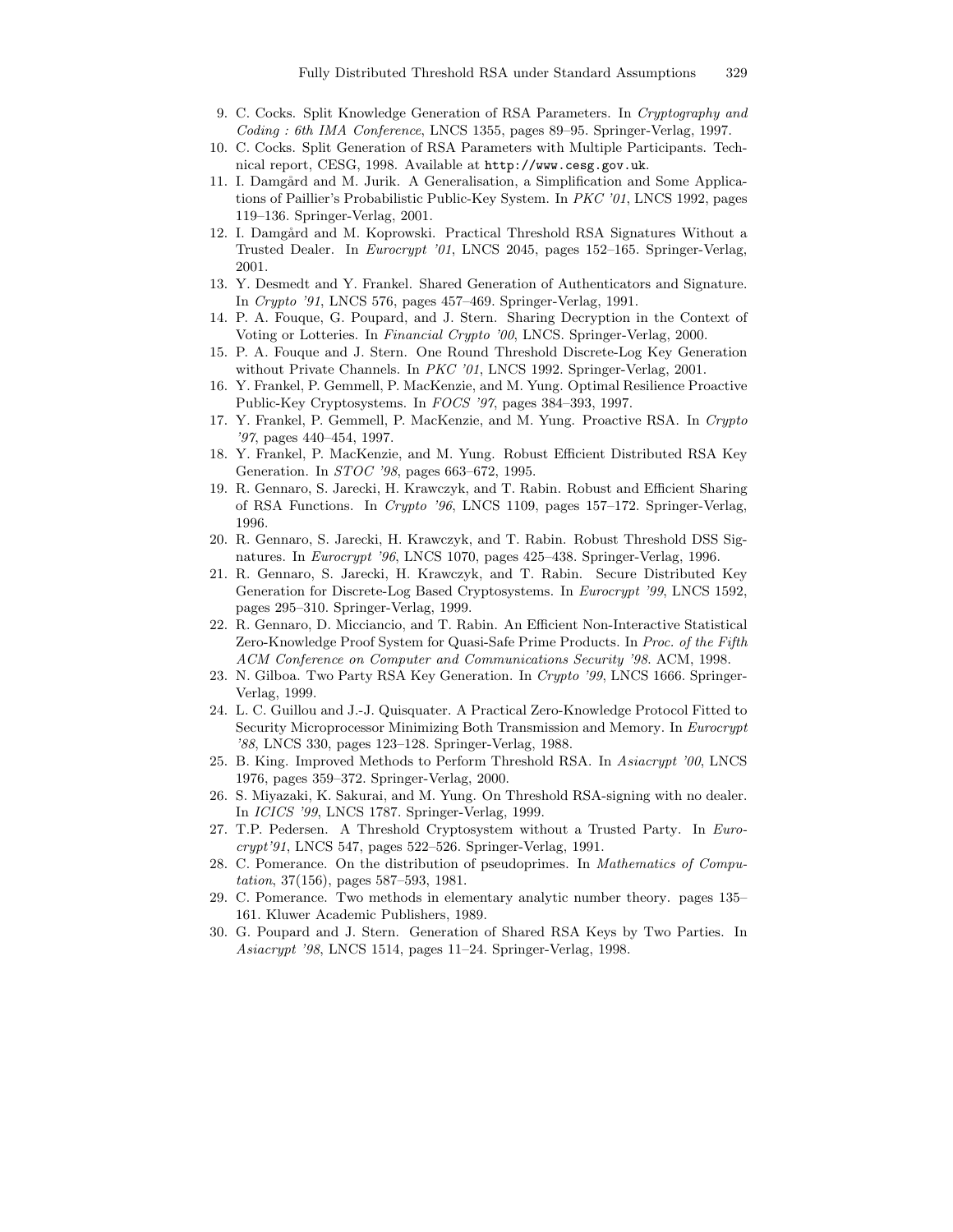9. C. Cocks. Split Knowledge Generation of RSA Parameters. In *Cryptography and Coding : 6th IMA Conference*, LNCS 1355, pages 89–95. Springer-Verlag, 1997.
10. C. Cocks. Split Generation of RSA Parameters with Multiple Participants. Technical report, CESG, 1998. Available at `http://www.cesg.gov.uk`.
11. I. Damgård and M. Jurik. A Generalisation, a Simplification and Some Applications of Paillier's Probabilistic Public-Key System. In *PKC '01*, LNCS 1992, pages 119–136. Springer-Verlag, 2001.
12. I. Damgård and M. Koprowski. Practical Threshold RSA Signatures Without a Trusted Dealer. In *Eurocrypt '01*, LNCS 2045, pages 152–165. Springer-Verlag, 2001.
13. Y. Desmedt and Y. Frankel. Shared Generation of Authenticators and Signature. In *Crypto '91*, LNCS 576, pages 457–469. Springer-Verlag, 1991.
14. P. A. Fouque, G. Poupard, and J. Stern. Sharing Decryption in the Context of Voting or Lotteries. In *Financial Crypto '00*, LNCS. Springer-Verlag, 2000.
15. P. A. Fouque and J. Stern. One Round Threshold Discrete-Log Key Generation without Private Channels. In *PKC '01*, LNCS 1992. Springer-Verlag, 2001.
16. Y. Frankel, P. Gemmell, P. MacKenzie, and M. Yung. Optimal Resilience Proactive Public-Key Cryptosystems. In *FOCS '97*, pages 384–393, 1997.
17. Y. Frankel, P. Gemmell, P. MacKenzie, and M. Yung. Proactive RSA. In *Crypto '97*, pages 440–454, 1997.
18. Y. Frankel, P. MacKenzie, and M. Yung. Robust Efficient Distributed RSA Key Generation. In *STOC '98*, pages 663–672, 1995.
19. R. Gennaro, S. Jarecki, H. Krawczyk, and T. Rabin. Robust and Efficient Sharing of RSA Functions. In *Crypto '96*, LNCS 1109, pages 157–172. Springer-Verlag, 1996.
20. R. Gennaro, S. Jarecki, H. Krawczyk, and T. Rabin. Robust Threshold DSS Signatures. In *Eurocrypt '96*, LNCS 1070, pages 425–438. Springer-Verlag, 1996.
21. R. Gennaro, S. Jarecki, H. Krawczyk, and T. Rabin. Secure Distributed Key Generation for Discrete-Log Based Cryptosystems. In *Eurocrypt '99*, LNCS 1592, pages 295–310. Springer-Verlag, 1999.
22. R. Gennaro, D. Micciancio, and T. Rabin. An Efficient Non-Interactive Statistical Zero-Knowledge Proof System for Quasi-Safe Prime Products. In *Proc. of the Fifth ACM Conference on Computer and Communications Security '98*. ACM, 1998.
23. N. Gilboa. Two Party RSA Key Generation. In *Crypto '99*, LNCS 1666. Springer-Verlag, 1999.
24. L. C. Guillou and J.-J. Quisquater. A Practical Zero-Knowledge Protocol Fitted to Security Microprocessor Minimizing Both Transmission and Memory. In *Eurocrypt '88*, LNCS 330, pages 123–128. Springer-Verlag, 1988.
25. B. King. Improved Methods to Perform Threshold RSA. In *Asiacrypt '00*, LNCS 1976, pages 359–372. Springer-Verlag, 2000.
26. S. Miyazaki, K. Sakurai, and M. Yung. On Threshold RSA-signing with no dealer. In *ICICS '99*, LNCS 1787. Springer-Verlag, 1999.
27. T.P. Pedersen. A Threshold Cryptosystem without a Trusted Party. In *Eurocrypt'91*, LNCS 547, pages 522–526. Springer-Verlag, 1991.
28. C. Pomerance. On the distribution of pseudoprimes. In *Mathematics of Computation*, 37(156), pages 587–593, 1981.
29. C. Pomerance. Two methods in elementary analytic number theory. pages 135–161. Kluwer Academic Publishers, 1989.
30. G. Poupard and J. Stern. Generation of Shared RSA Keys by Two Parties. In *Asiacrypt '98*, LNCS 1514, pages 11–24. Springer-Verlag, 1998.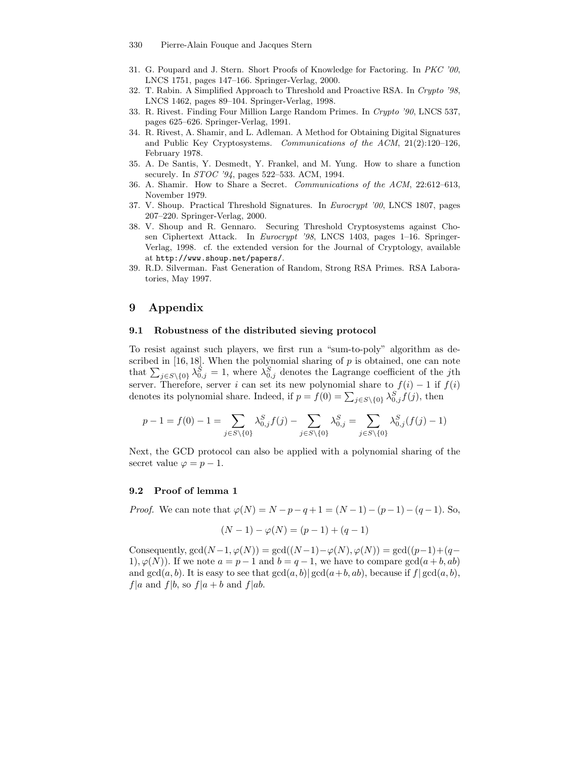31. G. Poupard and J. Stern. Short Proofs of Knowledge for Factoring. In *PKC '00*, LNCS 1751, pages 147–166. Springer-Verlag, 2000.
32. T. Rabin. A Simplified Approach to Threshold and Proactive RSA. In *Crypto '98*, LNCS 1462, pages 89–104. Springer-Verlag, 1998.
33. R. Rivest. Finding Four Million Large Random Primes. In *Crypto '90*, LNCS 537, pages 625–626. Springer-Verlag, 1991.
34. R. Rivest, A. Shamir, and L. Adleman. A Method for Obtaining Digital Signatures and Public Key Cryptosystems. *Communications of the ACM*, 21(2):120–126, February 1978.
35. A. De Santis, Y. Desmedt, Y. Frankel, and M. Yung. How to share a function securely. In *STOC '94*, pages 522–533. ACM, 1994.
36. A. Shamir. How to Share a Secret. *Communications of the ACM*, 22:612–613, November 1979.
37. V. Shoup. Practical Threshold Signatures. In *Eurocrypt '00*, LNCS 1807, pages 207–220. Springer-Verlag, 2000.
38. V. Shoup and R. Gennaro. Securing Threshold Cryptosystems against Chosen Ciphertext Attack. In *Eurocrypt '98*, LNCS 1403, pages 1–16. Springer-Verlag, 1998. cf. the extended version for the Journal of Cryptology, available at http://www.shoup.net/papers/.
39. R.D. Silverman. Fast Generation of Random, Strong RSA Primes. RSA Laboratories, May 1997.

# 9 Appendix

## 9.1 Robustness of the distributed sieving protocol

To resist against such players, we first run a "sum-to-poly" algorithm as described in [16, 18]. When the polynomial sharing of $p$ is obtained, one can note that $\sum_{j \in S \setminus \{0\}} \lambda_{0,j}^S = 1$, where $\lambda_{0,j}^S$ denotes the Lagrange coefficient of the $j$th server. Therefore, server $i$ can set its new polynomial share to $f(i) - 1$ if $f(i)$ denotes its polynomial share. Indeed, if $p = f(0) = \sum_{j \in S \setminus \{0\}} \lambda_{0,j}^S f(j)$, then

$$p - 1 = f(0) - 1 = \sum_{j \in S \setminus \{0\}} \lambda_{0,j}^S f(j) - \sum_{j \in S \setminus \{0\}} \lambda_{0,j}^S = \sum_{j \in S \setminus \{0\}} \lambda_{0,j}^S (f(j) - 1)$$

Next, the GCD protocol can also be applied with a polynomial sharing of the secret value $\varphi = p - 1$.

## 9.2 Proof of lemma 1

*Proof.* We can note that $\varphi(N) = N - p - q + 1 = (N-1) - (p-1) - (q-1)$. So,

$$(N-1) - \varphi(N) = (p-1) + (q-1)$$

Consequently, $\gcd(N-1, \varphi(N)) = \gcd((N-1) - \varphi(N), \varphi(N)) = \gcd((p-1) + (q-1), \varphi(N))$. If we note $a = p - 1$ and $b = q - 1$, we have to compare $\gcd(a + b, ab)$ and $\gcd(a, b)$. It is easy to see that $\gcd(a, b) | \gcd(a + b, ab)$, because if $f | \gcd(a, b)$, $f | a$ and $f | b$, so $f | a + b$ and $f | ab$.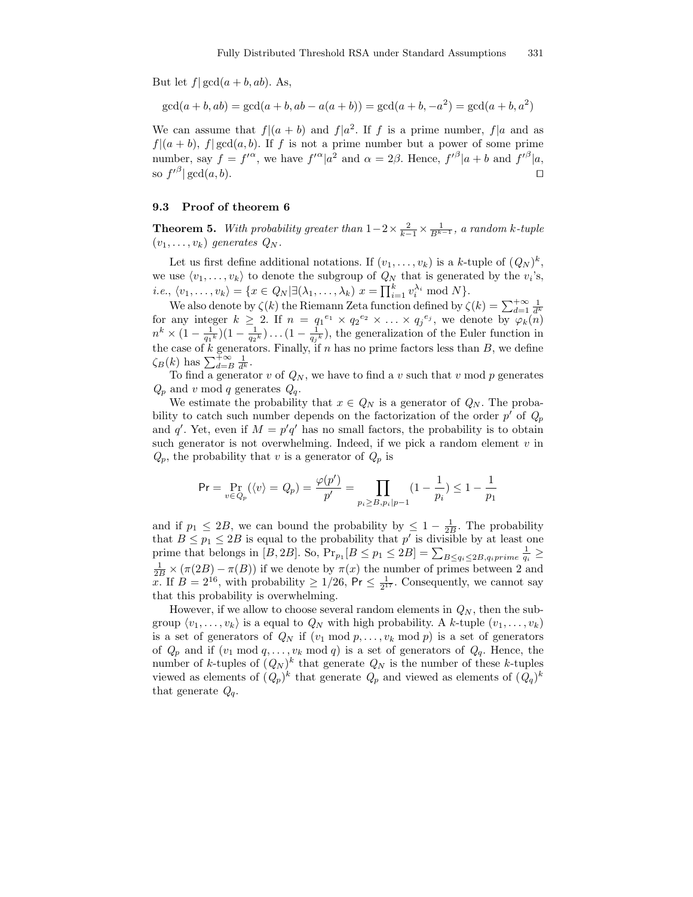But let $f | \gcd(a+b, ab)$. As,

$$\gcd(a+b, ab) = \gcd(a+b, ab - a(a+b)) = \gcd(a+b, -a^2) = \gcd(a+b, a^2)$$

We can assume that $f|(a+b)$ and $f|a^2$. If $f$ is a prime number, $f|a$ and as $f|(a+b)$, $f|\gcd(a,b)$. If $f$ is not a prime number but a power of some prime number, say $f = f'^{\alpha}$, we have $f'^{\alpha}|a^2$ and $\alpha = 2\beta$. Hence, $f'^{\beta}|a+b$ and $f'^{\beta}|a$, so $f'^{\beta}|\gcd(a,b)$. □

### 9.3 Proof of theorem 6

**Theorem 5.** *With probability greater than $1 - 2 \times \frac{2}{k-1} \times \frac{1}{B^{k-1}}$, a random $k$-tuple $(v_1, \ldots, v_k)$ generates $Q_N$.*

Let us first define additional notations. If $(v_1, \ldots, v_k)$ is a $k$-tuple of $(Q_N)^k$, we use $\langle v_1, \ldots, v_k \rangle$ to denote the subgroup of $Q_N$ that is generated by the $v_i$'s, *i.e.*, $\langle v_1, \ldots, v_k \rangle = \{x \in Q_N | \exists (\lambda_1, \ldots, \lambda_k)\ x = \prod_{i=1}^{k} v_i^{\lambda_i} \bmod N\}$.

We also denote by $\zeta(k)$ the Riemann Zeta function defined by $\zeta(k) = \sum_{d=1}^{+\infty} \frac{1}{d^k}$ for any integer $k \geq 2$. If $n = {q_1}^{e_1} \times {q_2}^{e_2} \times \ldots \times {q_j}^{e_j}$, we denote by $\varphi_k(n)$ $n^k \times (1 - \frac{1}{{q_1}^k})(1 - \frac{1}{{q_2}^k}) \ldots (1 - \frac{1}{{q_j}^k})$, the generalization of the Euler function in the case of $k$ generators. Finally, if $n$ has no prime factors less than $B$, we define $\zeta_B(k)$ has $\sum_{d=B}^{+\infty} \frac{1}{d^k}$.

To find a generator $v$ of $Q_N$, we have to find a $v$ such that $v \bmod p$ generates $Q_p$ and $v \bmod q$ generates $Q_q$.

We estimate the probability that $x \in Q_N$ is a generator of $Q_N$. The probability to catch such number depends on the factorization of the order $p'$ of $Q_p$ and $q'$. Yet, even if $M = p'q'$ has no small factors, the probability is to obtain such generator is not overwhelming. Indeed, if we pick a random element $v$ in $Q_p$, the probability that $v$ is a generator of $Q_p$ is

$$\mathsf{Pr} = \Pr_{v \in Q_p}(\langle v \rangle = Q_p) = \frac{\varphi(p')}{p'} = \prod_{p_i \geq B, p_i | p-1} (1 - \frac{1}{p_i}) \leq 1 - \frac{1}{p_1}$$

and if $p_1 \leq 2B$, we can bound the probability by $\leq 1 - \frac{1}{2B}$. The probability that $B \leq p_1 \leq 2B$ is equal to the probability that $p'$ is divisible by at least one prime that belongs in $[B, 2B]$. So, $\Pr_{p_1}[B \leq p_1 \leq 2B] = \sum_{B \leq q_i \leq 2B, q_i prime} \frac{1}{q_i} \geq \frac{1}{2B} \times (\pi(2B) - \pi(B))$ if we denote by $\pi(x)$ the number of primes between 2 and $x$. If $B = 2^{16}$, with probability $\geq 1/26$, $\mathsf{Pr} \leq \frac{1}{2^{17}}$. Consequently, we cannot say that this probability is overwhelming.

However, if we allow to choose several random elements in $Q_N$, then the subgroup $\langle v_1, \ldots, v_k \rangle$ is a equal to $Q_N$ with high probability. A $k$-tuple $(v_1, \ldots, v_k)$ is a set of generators of $Q_N$ if $(v_1 \bmod p, \ldots, v_k \bmod p)$ is a set of generators of $Q_p$ and if $(v_1 \bmod q, \ldots, v_k \bmod q)$ is a set of generators of $Q_q$. Hence, the number of $k$-tuples of $(Q_N)^k$ that generate $Q_N$ is the number of these $k$-tuples viewed as elements of $(Q_p)^k$ that generate $Q_p$ and viewed as elements of $(Q_q)^k$ that generate $Q_q$.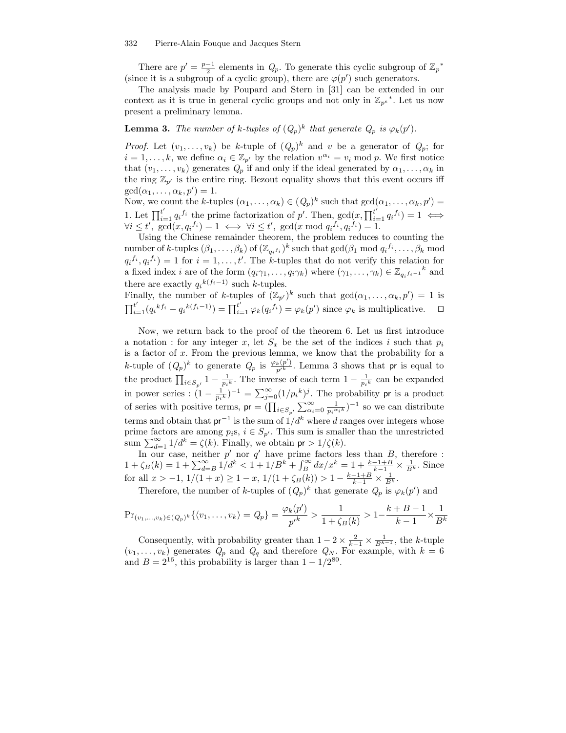There are $p' = \frac{p-1}{2}$ elements in $Q_p$. To generate this cyclic subgroup of $\mathbb{Z}_p{}^*$ (since it is a subgroup of a cyclic group), there are $\varphi(p')$ such generators.

The analysis made by Poupard and Stern in [31] can be extended in our context as it is true in general cyclic groups and not only in $\mathbb{Z}_{p^e}{}^*$. Let us now present a preliminary lemma.

**Lemma 3.** *The number of k-tuples of $(Q_p)^k$ that generate $Q_p$ is $\varphi_k(p')$.*

*Proof.* Let $(v_1, \ldots, v_k)$ be $k$-tuple of $(Q_p)^k$ and $v$ be a generator of $Q_p$; for $i = 1, \ldots, k$, we define $\alpha_i \in \mathbb{Z}_{p'}$ by the relation $v^{\alpha_i} = v_i \bmod p$. We first notice that $(v_1, \ldots, v_k)$ generates $Q_p$ if and only if the ideal generated by $\alpha_1, \ldots, \alpha_k$ in the ring $\mathbb{Z}_{p'}$ is the entire ring. Bezout equality shows that this event occurs iff $\gcd(\alpha_1, \ldots, \alpha_k, p') = 1$.

Now, we count the $k$-tuples $(\alpha_1, \ldots, \alpha_k) \in (Q_p)^k$ such that $\gcd(\alpha_1, \ldots, \alpha_k, p') = 1$. Let $\prod_{i=1}^{t'} {q_i}^{f_i}$ the prime factorization of $p'$. Then, $\gcd(x, \prod_{i=1}^{t'} {q_i}^{f_i}) = 1 \iff \forall i \leq t',\ \gcd(x, {q_i}^{f_i}) = 1 \iff \forall i \leq t',\ \gcd(x \bmod {q_i}^{f_i}, {q_i}^{f_i}) = 1$.

Using the Chinese remainder theorem, the problem reduces to counting the number of $k$-tuples $(\beta_1, \ldots, \beta_k)$ of $(\mathbb{Z}_{{q_i}^{f_i}})^k$ such that $\gcd(\beta_1 \bmod {q_i}^{f_i}, \ldots, \beta_k \bmod {q_i}^{f_i}, {q_i}^{f_i}) = 1$ for $i = 1, \ldots, t'$. The $k$-tuples that do not verify this relation for a fixed index $i$ are of the form $(q_i\gamma_1, \ldots, q_i\gamma_k)$ where $(\gamma_1, \ldots, \gamma_k) \in {\mathbb{Z}_{{q_i}^{f_i - 1}}}^k$ and there are exactly ${q_i}^{k(f_i-1)}$ such $k$-tuples.

Finally, the number of $k$-tuples of $(\mathbb{Z}_{p'})^k$ such that $\gcd(\alpha_1, \ldots, \alpha_k, p') = 1$ is $\prod_{i=1}^{t'} ({q_i}^{kf_i} - {q_i}^{k(f_i-1)}) = \prod_{i=1}^{t'} \varphi_k({q_i}^{f_i}) = \varphi_k(p')$ since $\varphi_k$ is multiplicative. $\square$

Now, we return back to the proof of the theorem 6. Let us first introduce a notation : for any integer $x$, let $S_x$ be the set of the indices $i$ such that $p_i$ is a factor of $x$. From the previous lemma, we know that the probability for a $k$-tuple of $(Q_p)^k$ to generate $Q_p$ is $\frac{\varphi_k(p')}{p'^k}$. Lemma 3 shows that $\mathsf{pr}$ is equal to the product $\prod_{i \in S_{p'}} 1 - \frac{1}{{p_i}^k}$. The inverse of each term $1 - \frac{1}{{p_i}^k}$ can be expanded in power series : $(1 - \frac{1}{{p_i}^k})^{-1} = \sum_{j=0}^{\infty} (1/{p_i}^k)^j$. The probability $\mathsf{pr}$ is a product of series with positive terms, $\mathsf{pr} = (\prod_{i \in S_{p'}} \sum_{\alpha_i=0}^{\infty} \frac{1}{{p_i}^{\alpha_i k}})^{-1}$ so we can distribute terms and obtain that $\mathsf{pr}^{-1}$ is the sum of $1/d^k$ where $d$ ranges over integers whose prime factors are among $p_i$s, $i \in S_{p'}$. This sum is smaller than the unrestricted sum $\sum_{d=1}^{\infty} 1/d^k = \zeta(k)$. Finally, we obtain $\mathsf{pr} > 1/\zeta(k)$.

In our case, neither $p'$ nor $q'$ have prime factors less than $B$, therefore : $1 + \zeta_B(k) = 1 + \sum_{d=B}^{\infty} 1/d^k < 1 + 1/B^k + \int_B^{\infty} dx/x^k = 1 + \frac{k-1+B}{k-1} \times \frac{1}{B^k}$. Since for all $x > -1$, $1/(1+x) \geq 1 - x$, $1/(1 + \zeta_B(k)) > 1 - \frac{k-1+B}{k-1} \times \frac{1}{B^k}$.

Therefore, the number of $k$-tuples of $(Q_p)^k$ that generate $Q_p$ is $\varphi_k(p')$ and

$$\Pr_{(v_1,\ldots,v_k)\in(Q_p)^k}\{\langle v_1, \ldots, v_k\rangle = Q_p\} = \frac{\varphi_k(p')}{p'^k} > \frac{1}{1 + \zeta_B(k)} > 1 - \frac{k+B-1}{k-1} \times \frac{1}{B^k}$$

Consequently, with probability greater than $1 - 2 \times \frac{2}{k-1} \times \frac{1}{B^{k-1}}$, the $k$-tuple $(v_1, \ldots, v_k)$ generates $Q_p$ and $Q_q$ and therefore $Q_N$. For example, with $k = 6$ and $B = 2^{16}$, this probability is larger than $1 - 1/2^{80}$.